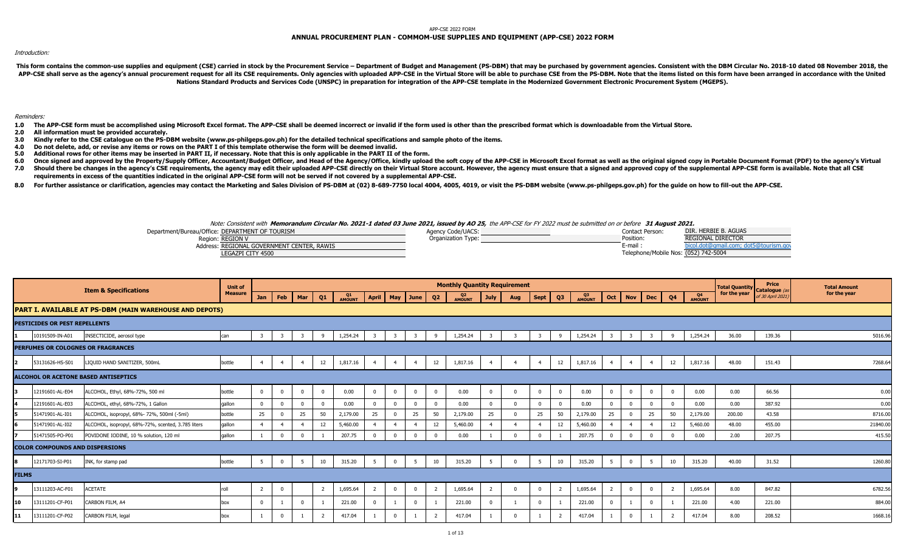APP-CSE 2022 FORM

# ANNUAL PROCUREMENT PLAN - COMMOM-USE SUPPLIES AND EQUIPMENT (APP-CSE) 2022 FORM

*Introduction:*

**This form contains the common-use supplies and equipment (CSE) carried in stock by the Procurement Service – Department of Budget and Management (PS-DBM) that may be purchased by government agencies. Consistent with the DBM Circular No. 2018-10 dated 08 November 2018, the APP-CSE shall serve as the agency's annual procurement request for all its CSE requirements. Only agencies with uploaded APP-CSE in the Virtual Store will be able to purchase CSE from the PS-DBM. Note that the items listed on this form have been arranged in accordance with the United Nations Standard Products and Services Code (UNSPC) in preparation for integration of the APP-CSE template in the Modernized Government Electronic Procurement System (MGEPS).**

*Reminders:*

**1.0 The APP-CSE form must be accomplished using Microsoft Excel format. The APP-CSE shall be deemed incorrect or invalid if the form used is other than the prescribed format which is downloadable from the Virtual Store.**

**2.0 All information must be provided accurately.**

**3.0 Kindly refer to the CSE catalogue on the PS-DBM website (www.ps-philgeps.gov.ph) for the detailed technical specifications and sample photo of the items.**

**4.0 Do not delete, add, or revise any items or rows on the PART I of this template otherwise the form will be deemed invalid.**

**5.0 Additional rows for other items may be inserted in PART II, if necessary. Note that this is only applicable in the PART II of the form.**

**6.0 Once signed and approved by the Property/Supply Officer, Accountant/Budget Officer, and Head of the Agency/Office, kindly upload the soft copy of the APP-CSE in Microsoft Excel format as well as the original signed copy in Portable Document Format (PDF) to the agency's Virtual**

**7.0 Should there be changes in the agency's CSE requirements, the agency may edit their uploaded APP-CSE directly on their Virtual Store account. However, the agency must ensure that a signed and approved copy of the supplemental APP-CSE form is available. Note that all CSE requirements in excess of the quantities indicated in the original APP-CSE form will not be served if not covered by a supplemental APP-CSE.**

**8.0 For further assistance or clarification, agencies may contact the Marketing and Sales Division of PS-DBM at (02) 8-689-7750 local 4004, 4005, 4019, or visit the PS-DBM website (www.ps-philgeps.gov.ph) for the guide on how to fill-out the APP-CSE.**

*Note: Consistent with **Memorandum Circular No. 2021-1 dated 03 June 2021, issued by AO 25,** the APP-CSE for FY 2022 must be submitted on or before **31 August 2021.***

Department/Bureau/Office: DEPARTMENT OF TOURISM
Region: REGION V
Address: REGIONAL GOVERNMENT CENTER, RAWIS
LEGAZPI CITY 4500

Agency Code/UACS:
Organization Type:

Contact Person: DIR. HERBIE B. AGUAS
Position: REGIONAL DIRECTOR
E-mail : bicol.dot@gmail.com; dot5@tourism.gov
Telephone/Mobile Nos: (052) 742-5004

| | Item & Specifications | | Unit of Measure | Monthly Quantity Requirement | | | | | | | | | | | | | | | | | | | | Total Quantity for the year | Price Catalogue (as of 30 April 2021) | Total Amount for the year |
|---|---|---|---|---|---|---|---|---|---|---|---|---|---|---|---|---|---|---|---|---|---|---|---|---|---|---|
| | | | | Jan | Feb | Mar | Q1 | Q1 AMOUNT | April | May | June | Q2 | Q2 AMOUNT | July | Aug | Sept | Q3 | Q3 AMOUNT | Oct | Nov | Dec | Q4 | Q4 AMOUNT | | | |
| **PART I. AVAILABLE AT PS-DBM (MAIN WAREHOUSE AND DEPOTS)** | | | | | | | | | | | | | | | | | | | | | | | | | | |
| **PESTICIDES OR PEST REPELLENTS** | | | | | | | | | | | | | | | | | | | | | | | | | | |
| 1 | 10191509-IN-A01 | INSECTICIDE, aerosol type | can | 3 | 3 | 3 | 9 | 1,254.24 | 3 | 3 | 3 | 9 | 1,254.24 | 3 | 3 | 3 | 9 | 1,254.24 | 3 | 3 | 3 | 9 | 1,254.24 | 36.00 | 139.36 | 5016.96 |
| **PERFUMES OR COLOGNES OR FRAGRANCES** | | | | | | | | | | | | | | | | | | | | | | | | | | |
| 2 | 53131626-HS-S01 | LIQUID HAND SANITIZER, 500mL | bottle | 4 | 4 | 4 | 12 | 1,817.16 | 4 | 4 | 4 | 12 | 1,817.16 | 4 | 4 | 4 | 12 | 1,817.16 | 4 | 4 | 4 | 12 | 1,817.16 | 48.00 | 151.43 | 7268.64 |
| **ALCOHOL OR ACETONE BASED ANTISEPTICS** | | | | | | | | | | | | | | | | | | | | | | | | | | |
| 3 | 12191601-AL-E04 | ALCOHOL, Ethyl, 68%-72%, 500 ml | bottle | 0 | 0 | 0 | 0 | 0.00 | 0 | 0 | 0 | 0 | 0.00 | 0 | 0 | 0 | 0 | 0.00 | 0 | 0 | 0 | 0 | 0.00 | 0.00 | 66.56 | 0.00 |
| 4 | 12191601-AL-E03 | ALCOHOL, ethyl, 68%-72%, 1 Gallon | gallon | 0 | 0 | 0 | 0 | 0.00 | 0 | 0 | 0 | 0 | 0.00 | 0 | 0 | 0 | 0 | 0.00 | 0 | 0 | 0 | 0 | 0.00 | 0.00 | 387.92 | 0.00 |
| 5 | 51471901-AL-I01 | ALCOHOL, isopropyl, 68%- 72%, 500ml (-5ml) | bottle | 25 | 0 | 25 | 50 | 2,179.00 | 25 | 0 | 25 | 50 | 2,179.00 | 25 | 0 | 25 | 50 | 2,179.00 | 25 | 0 | 25 | 50 | 2,179.00 | 200.00 | 43.58 | 8716.00 |
| 6 | 51471901-AL-I02 | ALCOHOL, isopropyl, 68%-72%, scented, 3.785 liters | gallon | 4 | 4 | 4 | 12 | 5,460.00 | 4 | 4 | 4 | 12 | 5,460.00 | 4 | 4 | 4 | 12 | 5,460.00 | 4 | 4 | 4 | 12 | 5,460.00 | 48.00 | 455.00 | 21840.00 |
| 7 | 51471505-PO-P01 | POVIDONE IODINE, 10 % solution, 120 ml | gallon | 1 | 0 | 0 | 1 | 207.75 | 0 | 0 | 0 | 0 | 0.00 | 1 | 0 | 0 | 1 | 207.75 | 0 | 0 | 0 | 0 | 0.00 | 2.00 | 207.75 | 415.50 |
| **COLOR COMPOUNDS AND DISPERSIONS** | | | | | | | | | | | | | | | | | | | | | | | | | | |
| 8 | 12171703-SI-P01 | INK, for stamp pad | bottle | 5 | 0 | 5 | 10 | 315.20 | 5 | 0 | 5 | 10 | 315.20 | 5 | 0 | 5 | 10 | 315.20 | 5 | 0 | 5 | 10 | 315.20 | 40.00 | 31.52 | 1260.80 |
| **FILMS** | | | | | | | | | | | | | | | | | | | | | | | | | | |
| 9 | 13111203-AC-F01 | ACETATE | roll | 2 | 0 | | 2 | 1,695.64 | 2 | 0 | 0 | 2 | 1,695.64 | 2 | 0 | 0 | 2 | 1,695.64 | 2 | 0 | 0 | 2 | 1,695.64 | 8.00 | 847.82 | 6782.56 |
| 10 | 13111201-CF-P01 | CARBON FILM, A4 | box | 0 | 1 | 0 | 1 | 221.00 | 0 | 1 | 0 | 1 | 221.00 | 0 | 1 | 0 | 1 | 221.00 | 0 | 1 | 0 | 1 | 221.00 | 4.00 | 221.00 | 884.00 |
| 11 | 13111201-CF-P02 | CARBON FILM, legal | box | 1 | 0 | 1 | 2 | 417.04 | 1 | 0 | 1 | 2 | 417.04 | 1 | 0 | 1 | 2 | 417.04 | 1 | 0 | 1 | 2 | 417.04 | 8.00 | 208.52 | 1668.16 |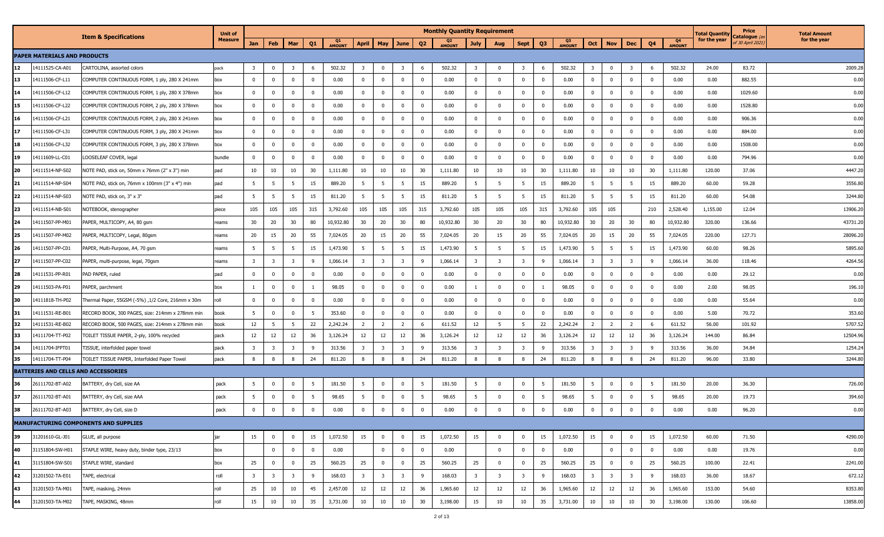| | Item & Specifications | | Unit of Measure | Monthly Quantity Requirement | | | | | | | | | | | | | | | | | | | | Total Quantity for the year | Price Catalogue (as of 30 April 2021) | Total Amount for the year |
|---|---|---|---|---|---|---|---|---|---|---|---|---|---|---|---|---|---|---|---|---|---|---|---|---|---|---|
| | | | | Jan | Feb | Mar | Q1 | Q1 AMOUNT | April | May | June | Q2 | Q2 AMOUNT | July | Aug | Sept | Q3 | Q3 AMOUNT | Oct | Nov | Dec | Q4 | Q4 AMOUNT | | | |
| **PAPER MATERIALS AND PRODUCTS** | | | | | | | | | | | | | | | | | | | | | | | | | | |
| 12 | 14111525-CA-A01 | CARTOLINA, assorted colors | pack | 3 | 0 | 3 | 6 | 502.32 | 3 | 0 | 3 | 6 | 502.32 | 3 | 0 | 3 | 6 | 502.32 | 3 | 0 | 3 | 6 | 502.32 | 24.00 | 83.72 | 2009.28 |
| 13 | 14111506-CF-L11 | COMPUTER CONTINUOUS FORM, 1 ply, 280 X 241mm | box | 0 | 0 | 0 | 0 | 0.00 | 0 | 0 | 0 | 0 | 0.00 | 0 | 0 | 0 | 0 | 0.00 | 0 | 0 | 0 | 0 | 0.00 | 0.00 | 882.55 | 0.00 |
| 14 | 14111506-CF-L12 | COMPUTER CONTINUOUS FORM, 1 ply, 280 X 378mm | box | 0 | 0 | 0 | 0 | 0.00 | 0 | 0 | 0 | 0 | 0.00 | 0 | 0 | 0 | 0 | 0.00 | 0 | 0 | 0 | 0 | 0.00 | 0.00 | 1029.60 | 0.00 |
| 15 | 14111506-CF-L22 | COMPUTER CONTINUOUS FORM, 2 ply, 280 X 378mm | box | 0 | 0 | 0 | 0 | 0.00 | 0 | 0 | 0 | 0 | 0.00 | 0 | 0 | 0 | 0 | 0.00 | 0 | 0 | 0 | 0 | 0.00 | 0.00 | 1528.80 | 0.00 |
| 16 | 14111506-CF-L21 | COMPUTER CONTINUOUS FORM, 2 ply, 280 X 241mm | box | 0 | 0 | 0 | 0 | 0.00 | 0 | 0 | 0 | 0 | 0.00 | 0 | 0 | 0 | 0 | 0.00 | 0 | 0 | 0 | 0 | 0.00 | 0.00 | 906.36 | 0.00 |
| 17 | 14111506-CF-L31 | COMPUTER CONTINUOUS FORM, 3 ply, 280 X 241mm | box | 0 | 0 | 0 | 0 | 0.00 | 0 | 0 | 0 | 0 | 0.00 | 0 | 0 | 0 | 0 | 0.00 | 0 | 0 | 0 | 0 | 0.00 | 0.00 | 884.00 | 0.00 |
| 18 | 14111506-CF-L32 | COMPUTER CONTINUOUS FORM, 3 ply, 280 X 378mm | box | 0 | 0 | 0 | 0 | 0.00 | 0 | 0 | 0 | 0 | 0.00 | 0 | 0 | 0 | 0 | 0.00 | 0 | 0 | 0 | 0 | 0.00 | 0.00 | 1508.00 | 0.00 |
| 19 | 14111609-LL-C01 | LOOSELEAF COVER, legal | bundle | 0 | 0 | 0 | 0 | 0.00 | 0 | 0 | 0 | 0 | 0.00 | 0 | 0 | 0 | 0 | 0.00 | 0 | 0 | 0 | 0 | 0.00 | 0.00 | 794.96 | 0.00 |
| 20 | 14111514-NP-S02 | NOTE PAD, stick on, 50mm x 76mm (2" x 3") min | pad | 10 | 10 | 10 | 30 | 1,111.80 | 10 | 10 | 10 | 30 | 1,111.80 | 10 | 10 | 10 | 30 | 1,111.80 | 10 | 10 | 10 | 30 | 1,111.80 | 120.00 | 37.06 | 4447.20 |
| 21 | 14111514-NP-S04 | NOTE PAD, stick on, 76mm x 100mm (3" x 4") min | pad | 5 | 5 | 5 | 15 | 889.20 | 5 | 5 | 5 | 15 | 889.20 | 5 | 5 | 5 | 15 | 889.20 | 5 | 5 | 5 | 15 | 889.20 | 60.00 | 59.28 | 3556.80 |
| 22 | 14111514-NP-S03 | NOTE PAD, stick on, 3" x 3" | pad | 5 | 5 | 5 | 15 | 811.20 | 5 | 5 | 5 | 15 | 811.20 | 5 | 5 | 5 | 15 | 811.20 | 5 | 5 | 5 | 15 | 811.20 | 60.00 | 54.08 | 3244.80 |
| 23 | 14111514-NB-S01 | NOTEBOOK, stenographer | piece | 105 | 105 | 105 | 315 | 3,792.60 | 105 | 105 | 105 | 315 | 3,792.60 | 105 | 105 | 105 | 315 | 3,792.60 | 105 | 105 | | 210 | 2,528.40 | 1,155.00 | 12.04 | 13906.20 |
| 24 | 14111507-PP-M01 | PAPER, MULTICOPY, A4, 80 gsm | reams | 30 | 20 | 30 | 80 | 10,932.80 | 30 | 20 | 30 | 80 | 10,932.80 | 30 | 20 | 30 | 80 | 10,932.80 | 30 | 20 | 30 | 80 | 10,932.80 | 320.00 | 136.66 | 43731.20 |
| 25 | 14111507-PP-M02 | PAPER, MULTICOPY, Legal, 80gsm | reams | 20 | 15 | 20 | 55 | 7,024.05 | 20 | 15 | 20 | 55 | 7,024.05 | 20 | 15 | 20 | 55 | 7,024.05 | 20 | 15 | 20 | 55 | 7,024.05 | 220.00 | 127.71 | 28096.20 |
| 26 | 14111507-PP-C01 | PAPER, Multi-Purpose, A4, 70 gsm | reams | 5 | 5 | 5 | 15 | 1,473.90 | 5 | 5 | 5 | 15 | 1,473.90 | 5 | 5 | 5 | 15 | 1,473.90 | 5 | 5 | 5 | 15 | 1,473.90 | 60.00 | 98.26 | 5895.60 |
| 27 | 14111507-PP-C02 | PAPER, multi-purpose, legal, 70gsm | reams | 3 | 3 | 3 | 9 | 1,066.14 | 3 | 3 | 3 | 9 | 1,066.14 | 3 | 3 | 3 | 9 | 1,066.14 | 3 | 3 | 3 | 9 | 1,066.14 | 36.00 | 118.46 | 4264.56 |
| 28 | 14111531-PP-R01 | PAD PAPER, ruled | pad | 0 | 0 | 0 | 0 | 0.00 | 0 | 0 | 0 | 0 | 0.00 | 0 | 0 | 0 | 0 | 0.00 | 0 | 0 | 0 | 0 | 0.00 | 0.00 | 29.12 | 0.00 |
| 29 | 14111503-PA-P01 | PAPER, parchment | box | 1 | 0 | 0 | 1 | 98.05 | 0 | 0 | 0 | 0 | 0.00 | 1 | 0 | 0 | 1 | 98.05 | 0 | 0 | 0 | 0 | 0.00 | 2.00 | 98.05 | 196.10 |
| 30 | 14111818-TH-P02 | Thermal Paper, 55GSM (-5%) ,1/2 Core, 216mm x 30m | roll | 0 | 0 | 0 | 0 | 0.00 | 0 | 0 | 0 | 0 | 0.00 | 0 | 0 | 0 | 0 | 0.00 | 0 | 0 | 0 | 0 | 0.00 | 0.00 | 55.64 | 0.00 |
| 31 | 14111531-RE-B01 | RECORD BOOK, 300 PAGES, size: 214mm x 278mm min | book | 5 | 0 | 0 | 5 | 353.60 | 0 | 0 | 0 | 0 | 0.00 | 0 | 0 | 0 | 0 | 0.00 | 0 | 0 | 0 | 0 | 0.00 | 5.00 | 70.72 | 353.60 |
| 32 | 14111531-RE-B02 | RECORD BOOK, 500 PAGES, size: 214mm x 278mm min | book | 12 | 5 | 5 | 22 | 2,242.24 | 2 | 2 | 2 | 6 | 611.52 | 12 | 5 | 5 | 22 | 2,242.24 | 2 | 2 | 2 | 6 | 611.52 | 56.00 | 101.92 | 5707.52 |
| 33 | 14111704-TT-P02 | TOILET TISSUE PAPER, 2-ply, 100% recycled | pack | 12 | 12 | 12 | 36 | 3,126.24 | 12 | 12 | 12 | 36 | 3,126.24 | 12 | 12 | 12 | 36 | 3,126.24 | 12 | 12 | 12 | 36 | 3,126.24 | 144.00 | 86.84 | 12504.96 |
| 34 | 14111704-IFPT01 | TISSUE, interfolded paper towel | pack | 3 | 3 | 3 | 9 | 313.56 | 3 | 3 | 3 | 9 | 313.56 | 3 | 3 | 3 | 9 | 313.56 | 3 | 3 | 3 | 9 | 313.56 | 36.00 | 34.84 | 1254.24 |
| 35 | 14111704-TT-P04 | TOILET TISSUE PAPER, Interfolded Paper Towel | pack | 8 | 8 | 8 | 24 | 811.20 | 8 | 8 | 8 | 24 | 811.20 | 8 | 8 | 8 | 24 | 811.20 | 8 | 8 | 8 | 24 | 811.20 | 96.00 | 33.80 | 3244.80 |
| **BATTERIES AND CELLS AND ACCESSORIES** | | | | | | | | | | | | | | | | | | | | | | | | | | |
| 36 | 26111702-BT-A02 | BATTERY, dry Cell, size AA | pack | 5 | 0 | 0 | 5 | 181.50 | 5 | 0 | 0 | 5 | 181.50 | 5 | 0 | 0 | 5 | 181.50 | 5 | 0 | 0 | 5 | 181.50 | 20.00 | 36.30 | 726.00 |
| 37 | 26111702-BT-A01 | BATTERY, dry Cell, size AAA | pack | 5 | 0 | 0 | 5 | 98.65 | 5 | 0 | 0 | 5 | 98.65 | 5 | 0 | 0 | 5 | 98.65 | 5 | 0 | 0 | 5 | 98.65 | 20.00 | 19.73 | 394.60 |
| 38 | 26111702-BT-A03 | BATTERY, dry Cell, size D | pack | 0 | 0 | 0 | 0 | 0.00 | 0 | 0 | 0 | 0 | 0.00 | 0 | 0 | 0 | 0 | 0.00 | 0 | 0 | 0 | 0 | 0.00 | 0.00 | 96.20 | 0.00 |
| **MANUFACTURING COMPONENTS AND SUPPLIES** | | | | | | | | | | | | | | | | | | | | | | | | | | |
| 39 | 31201610-GL-J01 | GLUE, all purpose | jar | 15 | 0 | 0 | 15 | 1,072.50 | 15 | 0 | 0 | 15 | 1,072.50 | 15 | 0 | 0 | 15 | 1,072.50 | 15 | 0 | 0 | 15 | 1,072.50 | 60.00 | 71.50 | 4290.00 |
| 40 | 31151804-SW-H01 | STAPLE WIRE, heavy duty, binder type, 23/13 | box | | 0 | 0 | 0 | 0.00 | | 0 | 0 | 0 | 0.00 | | 0 | 0 | 0 | 0.00 | | 0 | 0 | 0 | 0.00 | 0.00 | 19.76 | 0.00 |
| 41 | 31151804-SW-S01 | STAPLE WIRE, standard | box | 25 | 0 | 0 | 25 | 560.25 | 25 | 0 | 0 | 25 | 560.25 | 25 | 0 | 0 | 25 | 560.25 | 25 | 0 | 0 | 25 | 560.25 | 100.00 | 22.41 | 2241.00 |
| 42 | 31201502-TA-E01 | TAPE, electrical | roll | 3 | 3 | 3 | 9 | 168.03 | 3 | 3 | 3 | 9 | 168.03 | 3 | 3 | 3 | 9 | 168.03 | 3 | 3 | 3 | 9 | 168.03 | 36.00 | 18.67 | 672.12 |
| 43 | 31201503-TA-M01 | TAPE, masking, 24mm | roll | 25 | 10 | 10 | 45 | 2,457.00 | 12 | 12 | 12 | 36 | 1,965.60 | 12 | 12 | 12 | 36 | 1,965.60 | 12 | 12 | 12 | 36 | 1,965.60 | 153.00 | 54.60 | 8353.80 |
| 44 | 31201503-TA-M02 | TAPE, MASKING, 48mm | roll | 15 | 10 | 10 | 35 | 3,731.00 | 10 | 10 | 10 | 30 | 3,198.00 | 15 | 10 | 10 | 35 | 3,731.00 | 10 | 10 | 10 | 30 | 3,198.00 | 130.00 | 106.60 | 13858.00 |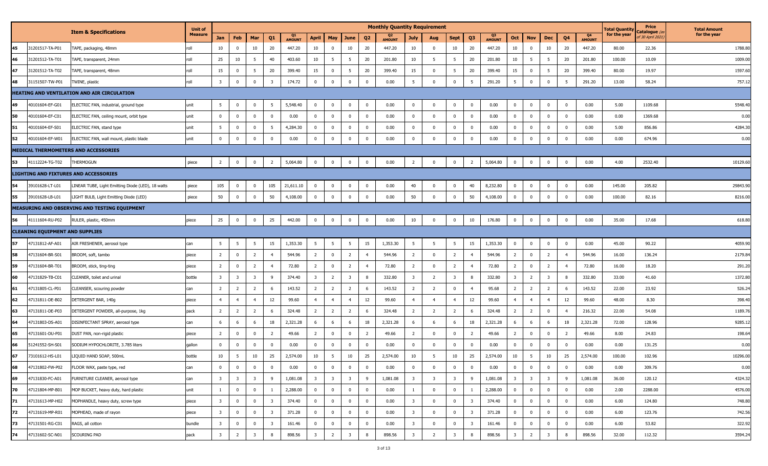| | | Item & Specifications | Unit of Measure | Monthly Quantity Requirement | | | | | | | | | | | | | | | | | | | | Total Quantity for the year | Price Catalogue (as of 30 April 2021) | Total Amount for the year |
|---|---|---|---|---|---|---|---|---|---|---|---|---|---|---|---|---|---|---|---|---|---|---|---|---|---|---|
| | | | | Jan | Feb | Mar | Q1 | Q1 AMOUNT | April | May | June | Q2 | Q2 AMOUNT | July | Aug | Sept | Q3 | Q3 AMOUNT | Oct | Nov | Dec | Q4 | Q4 AMOUNT | | | |
| 45 | 31201517-TA-P01 | TAPE, packaging, 48mm | roll | 10 | 0 | 10 | 20 | 447.20 | 10 | 0 | 10 | 20 | 447.20 | 10 | 0 | 10 | 20 | 447.20 | 10 | 0 | 10 | 20 | 447.20 | 80.00 | 22.36 | 1788.80 |
| 46 | 31201512-TA-T01 | TAPE, transparent, 24mm | roll | 25 | 10 | 5 | 40 | 403.60 | 10 | 5 | 5 | 20 | 201.80 | 10 | 5 | 5 | 20 | 201.80 | 10 | 5 | 5 | 20 | 201.80 | 100.00 | 10.09 | 1009.00 |
| 47 | 31201512-TA-T02 | TAPE, transparent, 48mm | roll | 15 | 0 | 5 | 20 | 399.40 | 15 | 0 | 5 | 20 | 399.40 | 15 | 0 | 5 | 20 | 399.40 | 15 | 0 | 5 | 20 | 399.40 | 80.00 | 19.97 | 1597.60 |
| 48 | 31151507-TW-P01 | TWINE, plastic | roll | 3 | 0 | 0 | 3 | 174.72 | 0 | 0 | 0 | 0 | 0.00 | 5 | 0 | 0 | 5 | 291.20 | 5 | 0 | 0 | 5 | 291.20 | 13.00 | 58.24 | 757.12 |
| **HEATING AND VENTILATION AND AIR CIRCULATION** | | | | | | | | | | | | | | | | | | | | | | | | | | |
| 49 | 40101604-EF-G01 | ELECTRIC FAN, industrial, ground type | unit | 5 | 0 | 0 | 5 | 5,548.40 | 0 | 0 | 0 | 0 | 0.00 | 0 | 0 | 0 | 0 | 0.00 | 0 | 0 | 0 | 0 | 0.00 | 5.00 | 1109.68 | 5548.40 |
| 50 | 40101604-EF-C01 | ELECTRIC FAN, ceiling mount, orbit type | unit | 0 | 0 | 0 | 0 | 0.00 | 0 | 0 | 0 | 0 | 0.00 | 0 | 0 | 0 | 0 | 0.00 | 0 | 0 | 0 | 0 | 0.00 | 0.00 | 1369.68 | 0.00 |
| 51 | 40101604-EF-S01 | ELECTRIC FAN, stand type | unit | 5 | 0 | 0 | 5 | 4,284.30 | 0 | 0 | 0 | 0 | 0.00 | 0 | 0 | 0 | 0 | 0.00 | 0 | 0 | 0 | 0 | 0.00 | 5.00 | 856.86 | 4284.30 |
| 52 | 40101604-EF-W01 | ELECTRIC FAN, wall mount, plastic blade | unit | 0 | 0 | 0 | 0 | 0.00 | 0 | 0 | 0 | 0 | 0.00 | 0 | 0 | 0 | 0 | 0.00 | 0 | 0 | 0 | 0 | 0.00 | 0.00 | 674.96 | 0.00 |
| **MEDICAL THERMOMETERS AND ACCESSORIES** | | | | | | | | | | | | | | | | | | | | | | | | | | |
| 53 | 41112224-TG-T02 | THERMOGUN | piece | 2 | 0 | 0 | 2 | 5,064.80 | 0 | 0 | 0 | 0 | 0.00 | 2 | 0 | 0 | 2 | 5,064.80 | 0 | 0 | 0 | 0 | 0.00 | 4.00 | 2532.40 | 10129.60 |
| **LIGHTING AND FIXTURES AND ACCESSORIES** | | | | | | | | | | | | | | | | | | | | | | | | | | |
| 54 | 39101628-LT-L01 | LINEAR TUBE, Light Emitting Diode (LED), 18 watts | piece | 105 | 0 | 0 | 105 | 21,611.10 | 0 | 0 | 0 | 0 | 0.00 | 40 | 0 | 0 | 40 | 8,232.80 | 0 | 0 | 0 | 0 | 0.00 | 145.00 | 205.82 | 29843.90 |
| 55 | 39101628-LB-L01 | LIGHT BULB, Light Emitting Diode (LED) | piece | 50 | 0 | 0 | 50 | 4,108.00 | 0 | 0 | 0 | 0 | 0.00 | 50 | 0 | 0 | 50 | 4,108.00 | 0 | 0 | 0 | 0 | 0.00 | 100.00 | 82.16 | 8216.00 |
| **MEASURING AND OBSERVING AND TESTING EQUIPMENT** | | | | | | | | | | | | | | | | | | | | | | | | | | |
| 56 | 41111604-RU-P02 | RULER, plastic, 450mm | piece | 25 | 0 | 0 | 25 | 442.00 | 0 | 0 | 0 | 0 | 0.00 | 10 | 0 | 0 | 10 | 176.80 | 0 | 0 | 0 | 0 | 0.00 | 35.00 | 17.68 | 618.80 |
| **CLEANING EQUIPMENT AND SUPPLIES** | | | | | | | | | | | | | | | | | | | | | | | | | | |
| 57 | 47131812-AF-A01 | AIR FRESHENER, aerosol type | can | 5 | 5 | 5 | 15 | 1,353.30 | 5 | 5 | 5 | 15 | 1,353.30 | 5 | 5 | 5 | 15 | 1,353.30 | 0 | 0 | 0 | 0 | 0.00 | 45.00 | 90.22 | 4059.90 |
| 58 | 47131604-BR-S01 | BROOM, soft, tambo | piece | 2 | 0 | 2 | 4 | 544.96 | 2 | 0 | 2 | 4 | 544.96 | 2 | 0 | 2 | 4 | 544.96 | 2 | 0 | 2 | 4 | 544.96 | 16.00 | 136.24 | 2179.84 |
| 59 | 47131604-BR-T01 | BROOM, stick, ting-ting | piece | 2 | 0 | 2 | 4 | 72.80 | 2 | 0 | 2 | 4 | 72.80 | 2 | 0 | 2 | 4 | 72.80 | 2 | 0 | 2 | 4 | 72.80 | 16.00 | 18.20 | 291.20 |
| 60 | 47131829-TB-C01 | CLEANER, toilet and urinal | bottle | 3 | 3 | 3 | 9 | 374.40 | 3 | 2 | 3 | 8 | 332.80 | 3 | 2 | 3 | 8 | 332.80 | 3 | 2 | 3 | 8 | 332.80 | 33.00 | 41.60 | 1372.80 |
| 61 | 47131805-CL-P01 | CLEANSER, scouring powder | can | 2 | 2 | 2 | 6 | 143.52 | 2 | 2 | 2 | 6 | 143.52 | 2 | 2 | 0 | 4 | 95.68 | 2 | 2 | 2 | 6 | 143.52 | 22.00 | 23.92 | 526.24 |
| 62 | 47131811-DE-B02 | DETERGENT BAR, 140g | piece | 4 | 4 | 4 | 12 | 99.60 | 4 | 4 | 4 | 12 | 99.60 | 4 | 4 | 4 | 12 | 99.60 | 4 | 4 | 4 | 12 | 99.60 | 48.00 | 8.30 | 398.40 |
| 63 | 47131811-DE-P03 | DETERGENT POWDER, all-purpose, 1kg | pack | 2 | 2 | 2 | 6 | 324.48 | 2 | 2 | 2 | 6 | 324.48 | 2 | 2 | 2 | 6 | 324.48 | 2 | 2 | 0 | 4 | 216.32 | 22.00 | 54.08 | 1189.76 |
| 64 | 47131803-DS-A01 | DISINFECTANT SPRAY, aerosol type | can | 6 | 6 | 6 | 18 | 2,321.28 | 6 | 6 | 6 | 18 | 2,321.28 | 6 | 6 | 6 | 18 | 2,321.28 | 6 | 6 | 6 | 18 | 2,321.28 | 72.00 | 128.96 | 9285.12 |
| 65 | 47131601-DU-P01 | DUST PAN, non-rigid plastic | piece | 2 | 0 | 0 | 2 | 49.66 | 2 | 0 | 0 | 2 | 49.66 | 2 | 0 | 0 | 2 | 49.66 | 2 | 0 | 0 | 2 | 49.66 | 8.00 | 24.83 | 198.64 |
| 66 | 51241552-SH-S01 | SODIUM HYPOCHLORITE, 3.785 liters | gallon | 0 | 0 | 0 | 0 | 0.00 | 0 | 0 | 0 | 0 | 0.00 | 0 | 0 | 0 | 0 | 0.00 | 0 | 0 | 0 | 0 | 0.00 | 0.00 | 131.25 | 0.00 |
| 67 | 73101612-HS-L01 | LIQUID HAND SOAP, 500mL | bottle | 10 | 5 | 10 | 25 | 2,574.00 | 10 | 5 | 10 | 25 | 2,574.00 | 10 | 5 | 10 | 25 | 2,574.00 | 10 | 5 | 10 | 25 | 2,574.00 | 100.00 | 102.96 | 10296.00 |
| 68 | 47131802-FW-P02 | FLOOR WAX, paste type, red | can | 0 | 0 | 0 | 0 | 0.00 | 0 | 0 | 0 | 0 | 0.00 | 0 | 0 | 0 | 0 | 0.00 | 0 | 0 | 0 | 0 | 0.00 | 0.00 | 309.76 | 0.00 |
| 69 | 47131830-FC-A01 | FURNITURE CLEANER, aerosol type | can | 3 | 3 | 3 | 9 | 1,081.08 | 3 | 3 | 3 | 9 | 1,081.08 | 3 | 3 | 3 | 9 | 1,081.08 | 3 | 3 | 3 | 9 | 1,081.08 | 36.00 | 120.12 | 4324.32 |
| 70 | 47121804-MP-B01 | MOP BUCKET, heavy duty, hard plastic | unit | 1 | 0 | 0 | 1 | 2,288.00 | 0 | 0 | 0 | 0 | 0.00 | 1 | 0 | 0 | 1 | 2,288.00 | 0 | 0 | 0 | 0 | 0.00 | 2.00 | 2288.00 | 4576.00 |
| 71 | 47131613-MP-H02 | MOPHANDLE, heavy duty, screw type | piece | 3 | 0 | 0 | 3 | 374.40 | 0 | 0 | 0 | 0 | 0.00 | 3 | 0 | 0 | 3 | 374.40 | 0 | 0 | 0 | 0 | 0.00 | 6.00 | 124.80 | 748.80 |
| 72 | 47131619-MP-R01 | MOPHEAD, made of rayon | piece | 3 | 0 | 0 | 3 | 371.28 | 0 | 0 | 0 | 0 | 0.00 | 3 | 0 | 0 | 3 | 371.28 | 0 | 0 | 0 | 0 | 0.00 | 6.00 | 123.76 | 742.56 |
| 73 | 47131501-RG-C01 | RAGS, all cotton | bundle | 3 | 0 | 0 | 3 | 161.46 | 0 | 0 | 0 | 0 | 0.00 | 3 | 0 | 0 | 3 | 161.46 | 0 | 0 | 0 | 0 | 0.00 | 6.00 | 53.82 | 322.92 |
| 74 | 47131602-SC-N01 | SCOURING PAD | pack | 3 | 2 | 3 | 8 | 898.56 | 3 | 2 | 3 | 8 | 898.56 | 3 | 2 | 3 | 8 | 898.56 | 3 | 2 | 3 | 8 | 898.56 | 32.00 | 112.32 | 3594.24 |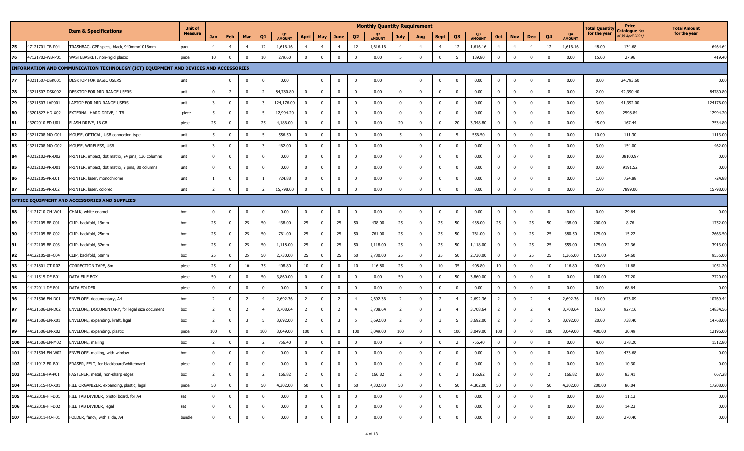| | | Item & Specifications | Unit of Measure | Monthly Quantity Requirement | | | | | | | | | | | | | | | | | | | | | | Total Quantity for the year | Price Catalogue (as of 30 April 2021) | Total Amount for the year |
|---|---|---|---|---|---|---|---|---|---|---|---|---|---|---|---|---|---|---|---|---|---|---|---|---|---|---|---|---|
| | | | | Jan | Feb | Mar | Q1 | Q1 AMOUNT | April | May | June | Q2 | Q2 AMOUNT | July | Aug | Sept | Q3 | Q3 AMOUNT | Oct | Nov | Dec | Q4 | Q4 AMOUNT | | | |
| 75 | 47121701-TB-P04 | TRASHBAG, GPP specs, black, 940mmx1016mm | pack | 4 | 4 | 4 | 12 | 1,616.16 | 4 | 4 | 4 | 12 | 1,616.16 | 4 | 4 | 4 | 12 | 1,616.16 | 4 | 4 | 4 | 12 | 1,616.16 | 48.00 | 134.68 | 6464.64 |
| 76 | 47121702-WB-P01 | WASTEBASKET, non-rigid plastic | piece | 10 | 0 | 0 | 10 | 279.60 | 0 | 0 | 0 | 0 | 0.00 | 5 | 0 | 0 | 5 | 139.80 | 0 | 0 | 0 | 0 | 0.00 | 15.00 | 27.96 | 419.40 |
| **INFORMATION AND COMMUNICATION TECHNOLOGY (ICT) EQUIPMENT AND DEVICES AND ACCESSORIES** | | | | | | | | | | | | | | | | | | | | | | | | | | |
| 77 | 43211507-DSK001 | DESKTOP FOR BASIC USERS | unit | | 0 | 0 | 0 | 0.00 | | 0 | 0 | 0 | 0.00 | | 0 | 0 | 0 | 0.00 | 0 | 0 | 0 | 0 | 0.00 | 0.00 | 24,793.60 | 0.00 |
| 78 | 43211507-DSK002 | DESKTOP FOR MID-RANGE USERS | unit | 0 | 2 | 0 | 2 | 84,780.80 | 0 | 0 | 0 | 0 | 0.00 | 0 | 0 | 0 | 0 | 0.00 | 0 | 0 | 0 | 0 | 0.00 | 2.00 | 42,390.40 | 84780.80 |
| 79 | 43211503-LAP001 | LAPTOP FOR MID-RANGE USERS | unit | 3 | 0 | 0 | 3 | 124,176.00 | 0 | 0 | 0 | 0 | 0.00 | 0 | 0 | 0 | 0 | 0.00 | 0 | 0 | 0 | 0 | 0.00 | 3.00 | 41,392.00 | 124176.00 |
| 80 | 43201827-HD-X02 | EXTERNAL HARD DRIVE, 1 TB | piece | 5 | 0 | 0 | 5 | 12,994.20 | 0 | 0 | 0 | 0 | 0.00 | 0 | 0 | 0 | 0 | 0.00 | 0 | 0 | 0 | 0 | 0.00 | 5.00 | 2598.84 | 12994.20 |
| 81 | 43202010-FD-U01 | FLASH DRIVE, 16 GB | piece | 25 | 0 | 0 | 25 | 4,186.00 | 0 | 0 | 0 | 0 | 0.00 | 20 | 0 | 0 | 20 | 3,348.80 | 0 | 0 | 0 | 0 | 0.00 | 45.00 | 167.44 | 7534.80 |
| 82 | 43211708-MO-O01 | MOUSE, OPTICAL, USB connection type | unit | 5 | 0 | 0 | 5 | 556.50 | 0 | 0 | 0 | 0 | 0.00 | 5 | 0 | 0 | 5 | 556.50 | 0 | 0 | 0 | 0 | 0.00 | 10.00 | 111.30 | 1113.00 |
| 83 | 43211708-MO-O02 | MOUSE, WIRELESS, USB | unit | 3 | 0 | 0 | 3 | 462.00 | 0 | 0 | 0 | 0 | 0.00 | | 0 | 0 | 0 | 0.00 | 0 | 0 | 0 | 0 | 0.00 | 3.00 | 154.00 | 462.00 |
| 84 | 43212102-PR-D02 | PRINTER, impact, dot matrix, 24 pins, 136 columns | unit | 0 | 0 | 0 | 0 | 0.00 | 0 | 0 | 0 | 0 | 0.00 | 0 | 0 | 0 | 0 | 0.00 | 0 | 0 | 0 | 0 | 0.00 | 0.00 | 38100.97 | 0.00 |
| 85 | 43212102-PR-D01 | PRINTER, impact, dot matrix, 9 pins, 80 columns | unit | 0 | 0 | 0 | 0 | 0.00 | 0 | 0 | 0 | 0 | 0.00 | 0 | 0 | 0 | 0 | 0.00 | 0 | 0 | 0 | 0 | 0.00 | 0.00 | 9191.52 | 0.00 |
| 86 | 43212105-PR-L01 | PRINTER, laser, monochrome | unit | 1 | 0 | 0 | 1 | 724.88 | 0 | 0 | 0 | 0 | 0.00 | 0 | 0 | 0 | 0 | 0.00 | 0 | 0 | 0 | 0 | 0.00 | 1.00 | 724.88 | 724.88 |
| 87 | 43212105-PR-L02 | PRINTER, laser, colored | unit | 2 | 0 | 0 | 2 | 15,798.00 | 0 | 0 | 0 | 0 | 0.00 | 0 | 0 | 0 | 0 | 0.00 | 0 | 0 | 0 | 0 | 0.00 | 2.00 | 7899.00 | 15798.00 |
| **OFFICE EQUIPMENT AND ACCESSORIES AND SUPPLIES** | | | | | | | | | | | | | | | | | | | | | | | | | | |
| 88 | 44121710-CH-W01 | CHALK, white enamel | box | 0 | 0 | 0 | 0 | 0.00 | 0 | 0 | 0 | 0 | 0.00 | 0 | 0 | 0 | 0 | 0.00 | 0 | 0 | 0 | 0 | 0.00 | 0.00 | 29.64 | 0.00 |
| 89 | 44122105-BF-C01 | CLIP, backfold, 19mm | box | 25 | 0 | 25 | 50 | 438.00 | 25 | 0 | 25 | 50 | 438.00 | 25 | 0 | 25 | 50 | 438.00 | 25 | 0 | 25 | 50 | 438.00 | 200.00 | 8.76 | 1752.00 |
| 90 | 44122105-BF-C02 | CLIP, backfold, 25mm | box | 25 | 0 | 25 | 50 | 761.00 | 25 | 0 | 25 | 50 | 761.00 | 25 | 0 | 25 | 50 | 761.00 | 0 | 0 | 25 | 25 | 380.50 | 175.00 | 15.22 | 2663.50 |
| 91 | 44122105-BF-C03 | CLIP, backfold, 32mm | box | 25 | 0 | 25 | 50 | 1,118.00 | 25 | 0 | 25 | 50 | 1,118.00 | 25 | 0 | 25 | 50 | 1,118.00 | 0 | 0 | 25 | 25 | 559.00 | 175.00 | 22.36 | 3913.00 |
| 92 | 44122105-BF-C04 | CLIP, backfold, 50mm | box | 25 | 0 | 25 | 50 | 2,730.00 | 25 | 0 | 25 | 50 | 2,730.00 | 25 | 0 | 25 | 50 | 2,730.00 | 0 | 0 | 25 | 25 | 1,365.00 | 175.00 | 54.60 | 9555.00 |
| 93 | 44121801-CT-R02 | CORRECTION TAPE, 8m | piece | 25 | 0 | 10 | 35 | 408.80 | 10 | 0 | 0 | 10 | 116.80 | 25 | 0 | 10 | 35 | 408.80 | 10 | 0 | 0 | 10 | 116.80 | 90.00 | 11.68 | 1051.20 |
| 94 | 44111515-DF-B01 | DATA FILE BOX | piece | 50 | 0 | 0 | 50 | 3,860.00 | 0 | 0 | 0 | 0 | 0.00 | 50 | 0 | 0 | 50 | 3,860.00 | 0 | 0 | 0 | 0 | 0.00 | 100.00 | 77.20 | 7720.00 |
| 95 | 44122011-DF-F01 | DATA FOLDER | piece | 0 | 0 | 0 | 0 | 0.00 | 0 | 0 | 0 | 0 | 0.00 | 0 | 0 | 0 | 0 | 0.00 | 0 | 0 | 0 | 0 | 0.00 | 0.00 | 68.64 | 0.00 |
| 96 | 44121506-EN-D01 | ENVELOPE, documentary, A4 | box | 2 | 0 | 2 | 4 | 2,692.36 | 2 | 0 | 2 | 4 | 2,692.36 | 2 | 0 | 2 | 4 | 2,692.36 | 2 | 0 | 2 | 4 | 2,692.36 | 16.00 | 673.09 | 10769.44 |
| 97 | 44121506-EN-D02 | ENVELOPE, DOCUMENTARY, for legal size document | box | 2 | 0 | 2 | 4 | 3,708.64 | 2 | 0 | 2 | 4 | 3,708.64 | 2 | 0 | 2 | 4 | 3,708.64 | 2 | 0 | 2 | 4 | 3,708.64 | 16.00 | 927.16 | 14834.56 |
| 98 | 44121506-EN-X01 | ENVELOPE, expanding, kraft, legal | box | 2 | 0 | 3 | 5 | 3,692.00 | 2 | 0 | 3 | 5 | 3,692.00 | 2 | 0 | 3 | 5 | 3,692.00 | 2 | 0 | 3 | 5 | 3,692.00 | 20.00 | 738.40 | 14768.00 |
| 99 | 44121506-EN-X02 | ENVELOPE, expanding, plastic | piece | 100 | 0 | 0 | 100 | 3,049.00 | 100 | 0 | 0 | 100 | 3,049.00 | 100 | 0 | 0 | 100 | 3,049.00 | 100 | 0 | 0 | 100 | 3,049.00 | 400.00 | 30.49 | 12196.00 |
| 100 | 44121506-EN-M02 | ENVELOPE, mailing | box | 2 | 0 | 0 | 2 | 756.40 | 0 | 0 | 0 | 0 | 0.00 | 2 | 0 | 0 | 2 | 756.40 | 0 | 0 | 0 | 0 | 0.00 | 4.00 | 378.20 | 1512.80 |
| 101 | 44121504-EN-W02 | ENVELOPE, mailing, with window | box | 0 | 0 | 0 | 0 | 0.00 | 0 | 0 | 0 | 0 | 0.00 | 0 | 0 | 0 | 0 | 0.00 | 0 | 0 | 0 | 0 | 0.00 | 0.00 | 433.68 | 0.00 |
| 102 | 44111912-ER-B01 | ERASER, FELT, for blackboard/whiteboard | piece | 0 | 0 | 0 | 0 | 0.00 | 0 | 0 | 0 | 0 | 0.00 | 0 | 0 | 0 | 0 | 0.00 | 0 | 0 | 0 | 0 | 0.00 | 0.00 | 10.30 | 0.00 |
| 103 | 44122118-FA-P01 | FASTENER, metal, non-sharp edges | box | 2 | 0 | 0 | 2 | 166.82 | 2 | 0 | 0 | 2 | 166.82 | 2 | 0 | 0 | 2 | 166.82 | 2 | 0 | 0 | 2 | 166.82 | 8.00 | 83.41 | 667.28 |
| 104 | 44111515-FO-X01 | FILE ORGANIZER, expanding, plastic, legal | piece | 50 | 0 | 0 | 50 | 4,302.00 | 50 | 0 | 0 | 50 | 4,302.00 | 50 | 0 | 0 | 50 | 4,302.00 | 50 | 0 | 0 | 50 | 4,302.00 | 200.00 | 86.04 | 17208.00 |
| 105 | 44122018-FT-D01 | FILE TAB DIVIDER, bristol board, for A4 | set | 0 | 0 | 0 | 0 | 0.00 | 0 | 0 | 0 | 0 | 0.00 | 0 | 0 | 0 | 0 | 0.00 | 0 | 0 | 0 | 0 | 0.00 | 0.00 | 11.13 | 0.00 |
| 106 | 44122018-FT-D02 | FILE TAB DIVIDER, legal | set | 0 | 0 | 0 | 0 | 0.00 | 0 | 0 | 0 | 0 | 0.00 | 0 | 0 | 0 | 0 | 0.00 | 0 | 0 | 0 | 0 | 0.00 | 0.00 | 14.23 | 0.00 |
| 107 | 44122011-FO-F01 | FOLDER, fancy, with slide, A4 | bundle | 0 | 0 | 0 | 0 | 0.00 | 0 | 0 | 0 | 0 | 0.00 | 0 | 0 | 0 | 0 | 0.00 | 0 | 0 | 0 | 0 | 0.00 | 0.00 | 270.40 | 0.00 |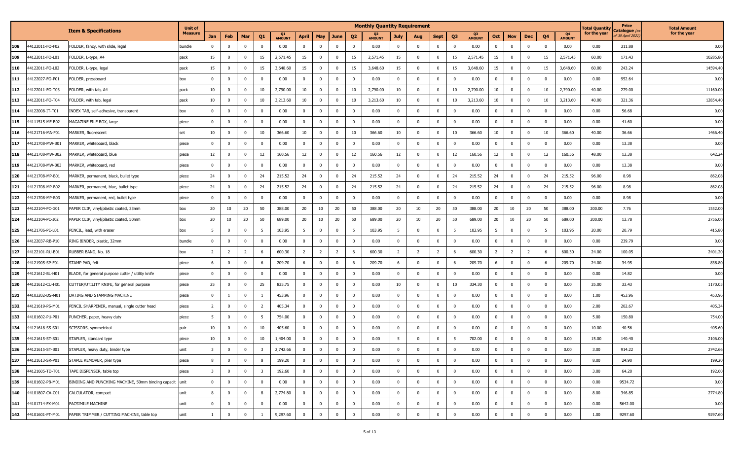| | Item & Specifications | | Unit of Measure | Monthly Quantity Requirement | | | | | | | | | | | | | | | | | | | | Total Quantity for the year | Price Catalogue (as of 30 April 2021) | Total Amount for the year |
|---|---|---|---|---|---|---|---|---|---|---|---|---|---|---|---|---|---|---|---|---|---|---|---|---|---|---|
| | | | | Jan | Feb | Mar | Q1 | Q1 AMOUNT | April | May | June | Q2 | Q2 AMOUNT | July | Aug | Sept | Q3 | Q3 AMOUNT | Oct | Nov | Dec | Q4 | Q4 AMOUNT | | | |
| 108 | 44122011-FO-F02 | FOLDER, fancy, with slide, legal | bundle | 0 | 0 | 0 | 0 | 0.00 | 0 | 0 | 0 | 0 | 0.00 | 0 | 0 | 0 | 0 | 0.00 | 0 | 0 | 0 | 0 | 0.00 | 0.00 | 311.88 | 0.00 |
| 109 | 44122011-FO-L01 | FOLDER, L-type, A4 | pack | 15 | 0 | 0 | 15 | 2,571.45 | 15 | 0 | 0 | 15 | 2,571.45 | 15 | 0 | 0 | 15 | 2,571.45 | 15 | 0 | 0 | 15 | 2,571.45 | 60.00 | 171.43 | 10285.80 |
| 110 | 44122011-FO-L02 | FOLDER, L-type, legal | pack | 15 | 0 | 0 | 15 | 3,648.60 | 15 | 0 | 0 | 15 | 3,648.60 | 15 | 0 | 0 | 15 | 3,648.60 | 15 | 0 | 0 | 15 | 3,648.60 | 60.00 | 243.24 | 14594.40 |
| 111 | 44122027-FO-P01 | FOLDER, pressboard | box | 0 | 0 | 0 | 0 | 0.00 | 0 | 0 | 0 | 0 | 0.00 | 0 | 0 | 0 | 0 | 0.00 | 0 | 0 | 0 | 0 | 0.00 | 0.00 | 952.64 | 0.00 |
| 112 | 44122011-FO-T03 | FOLDER, with tab, A4 | pack | 10 | 0 | 0 | 10 | 2,790.00 | 10 | 0 | 0 | 10 | 2,790.00 | 10 | 0 | 0 | 10 | 2,790.00 | 10 | 0 | 0 | 10 | 2,790.00 | 40.00 | 279.00 | 11160.00 |
| 113 | 44122011-FO-T04 | FOLDER, with tab, legal | pack | 10 | 0 | 0 | 10 | 3,213.60 | 10 | 0 | 0 | 10 | 3,213.60 | 10 | 0 | 0 | 10 | 3,213.60 | 10 | 0 | 0 | 10 | 3,213.60 | 40.00 | 321.36 | 12854.40 |
| 114 | 44122008-IT-T01 | INDEX TAB, self-adhesive, transparent | box | 0 | 0 | 0 | 0 | 0.00 | 0 | 0 | 0 | 0 | 0.00 | 0 | 0 | 0 | 0 | 0.00 | 0 | 0 | 0 | 0 | 0.00 | 0.00 | 56.68 | 0.00 |
| 115 | 44111515-MF-B02 | MAGAZINE FILE BOX, large | piece | 0 | 0 | 0 | 0 | 0.00 | 0 | 0 | 0 | 0 | 0.00 | 0 | 0 | 0 | 0 | 0.00 | 0 | 0 | 0 | 0 | 0.00 | 0.00 | 41.60 | 0.00 |
| 116 | 44121716-MA-F01 | MARKER, fluorescent | set | 10 | 0 | 0 | 10 | 366.60 | 10 | 0 | 0 | 10 | 366.60 | 10 | 0 | 0 | 10 | 366.60 | 10 | 0 | 0 | 10 | 366.60 | 40.00 | 36.66 | 1466.40 |
| 117 | 44121708-MW-B01 | MARKER, whiteboard, black | piece | 0 | 0 | 0 | 0 | 0.00 | 0 | 0 | 0 | 0 | 0.00 | 0 | 0 | 0 | 0 | 0.00 | 0 | 0 | 0 | 0 | 0.00 | 0.00 | 13.38 | 0.00 |
| 118 | 44121708-MW-B02 | MARKER, whiteboard, blue | piece | 12 | 0 | 0 | 12 | 160.56 | 12 | 0 | 0 | 12 | 160.56 | 12 | 0 | 0 | 12 | 160.56 | 12 | 0 | 0 | 12 | 160.56 | 48.00 | 13.38 | 642.24 |
| 119 | 44121708-MW-B03 | MARKER, whiteboard, red | piece | 0 | 0 | 0 | 0 | 0.00 | 0 | 0 | 0 | 0 | 0.00 | 0 | 0 | 0 | 0 | 0.00 | 0 | 0 | 0 | 0 | 0.00 | 0.00 | 13.38 | 0.00 |
| 120 | 44121708-MP-B01 | MARKER, permanent, black, bullet type | piece | 24 | 0 | 0 | 24 | 215.52 | 24 | 0 | 0 | 24 | 215.52 | 24 | 0 | 0 | 24 | 215.52 | 24 | 0 | 0 | 24 | 215.52 | 96.00 | 8.98 | 862.08 |
| 121 | 44121708-MP-B02 | MARKER, permanent, blue, bullet type | piece | 24 | 0 | 0 | 24 | 215.52 | 24 | 0 | 0 | 24 | 215.52 | 24 | 0 | 0 | 24 | 215.52 | 24 | 0 | 0 | 24 | 215.52 | 96.00 | 8.98 | 862.08 |
| 122 | 44121708-MP-B03 | MARKER, permanent, red, bullet type | piece | 0 | 0 | 0 | 0 | 0.00 | 0 | 0 | 0 | 0 | 0.00 | 0 | 0 | 0 | 0 | 0.00 | 0 | 0 | 0 | 0 | 0.00 | 0.00 | 8.98 | 0.00 |
| 123 | 44122104-PC-G01 | PAPER CLIP, vinyl/plastic coated, 33mm | box | 20 | 10 | 20 | 50 | 388.00 | 20 | 10 | 20 | 50 | 388.00 | 20 | 10 | 20 | 50 | 388.00 | 20 | 10 | 20 | 50 | 388.00 | 200.00 | 7.76 | 1552.00 |
| 124 | 44122104-PC-J02 | PAPER CLIP, vinyl/plastic coated, 50mm | box | 20 | 10 | 20 | 50 | 689.00 | 20 | 10 | 20 | 50 | 689.00 | 20 | 10 | 20 | 50 | 689.00 | 20 | 10 | 20 | 50 | 689.00 | 200.00 | 13.78 | 2756.00 |
| 125 | 44121706-PE-L01 | PENCIL, lead, with eraser | box | 5 | 0 | 0 | 5 | 103.95 | 5 | 0 | 0 | 5 | 103.95 | 5 | 0 | 0 | 5 | 103.95 | 5 | 0 | 0 | 5 | 103.95 | 20.00 | 20.79 | 415.80 |
| 126 | 44122037-RB-P10 | RING BINDER, plastic, 32mm | bundle | 0 | 0 | 0 | 0 | 0.00 | 0 | 0 | 0 | 0 | 0.00 | 0 | 0 | 0 | 0 | 0.00 | 0 | 0 | 0 | 0 | 0.00 | 0.00 | 239.79 | 0.00 |
| 127 | 44122101-RU-B01 | RUBBER BAND, No. 18 | box | 2 | 2 | 2 | 6 | 600.30 | 2 | 2 | 2 | 6 | 600.30 | 2 | 2 | 2 | 6 | 600.30 | 2 | 2 | 2 | 6 | 600.30 | 24.00 | 100.05 | 2401.20 |
| 128 | 44121905-SP-F01 | STAMP PAD, felt | piece | 6 | 0 | 0 | 6 | 209.70 | 6 | 0 | 0 | 6 | 209.70 | 6 | 0 | 0 | 6 | 209.70 | 6 | 0 | 0 | 6 | 209.70 | 24.00 | 34.95 | 838.80 |
| 129 | 44121612-BL-H01 | BLADE, for general purpose cutter / utility knife | piece | 0 | 0 | 0 | 0 | 0.00 | 0 | 0 | 0 | 0 | 0.00 | 0 | 0 | 0 | 0 | 0.00 | 0 | 0 | 0 | 0 | 0.00 | 0.00 | 14.82 | 0.00 |
| 130 | 44121612-CU-H01 | CUTTER/UTILITY KNIFE, for general purpose | piece | 25 | 0 | 0 | 25 | 835.75 | 0 | 0 | 0 | 0 | 0.00 | 10 | 0 | 0 | 10 | 334.30 | 0 | 0 | 0 | 0 | 0.00 | 35.00 | 33.43 | 1170.05 |
| 131 | 44103202-DS-M01 | DATING AND STAMPING MACHINE | piece | 0 | 1 | 0 | 1 | 453.96 | 0 | 0 | 0 | 0 | 0.00 | 0 | 0 | 0 | 0 | 0.00 | 0 | 0 | 0 | 0 | 0.00 | 1.00 | 453.96 | 453.96 |
| 132 | 44121619-PS-M01 | PENCIL SHARPENER, manual, single cutter head | piece | 2 | 0 | 0 | 2 | 405.34 | 0 | 0 | 0 | 0 | 0.00 | 0 | 0 | 0 | 0 | 0.00 | 0 | 0 | 0 | 0 | 0.00 | 2.00 | 202.67 | 405.34 |
| 133 | 44101602-PU-P01 | PUNCHER, paper, heavy duty | piece | 5 | 0 | 0 | 5 | 754.00 | 0 | 0 | 0 | 0 | 0.00 | 0 | 0 | 0 | 0 | 0.00 | 0 | 0 | 0 | 0 | 0.00 | 5.00 | 150.80 | 754.00 |
| 134 | 44121618-SS-S01 | SCISSORS, symmetrical | pair | 10 | 0 | 0 | 10 | 405.60 | 0 | 0 | 0 | 0 | 0.00 | 0 | 0 | 0 | 0 | 0.00 | 0 | 0 | 0 | 0 | 0.00 | 10.00 | 40.56 | 405.60 |
| 135 | 44121615-ST-S01 | STAPLER, standard type | piece | 10 | 0 | 0 | 10 | 1,404.00 | 0 | 0 | 0 | 0 | 0.00 | 5 | 0 | 0 | 5 | 702.00 | 0 | 0 | 0 | 0 | 0.00 | 15.00 | 140.40 | 2106.00 |
| 136 | 44121615-ST-B01 | STAPLER, heavy duty, binder type | unit | 3 | 0 | 0 | 3 | 2,742.66 | 0 | 0 | 0 | 0 | 0.00 | 0 | 0 | 0 | 0 | 0.00 | 0 | 0 | 0 | 0 | 0.00 | 3.00 | 914.22 | 2742.66 |
| 137 | 44121613-SR-P01 | STAPLE REMOVER, plier type | piece | 8 | 0 | 0 | 8 | 199.20 | 0 | 0 | 0 | 0 | 0.00 | 0 | 0 | 0 | 0 | 0.00 | 0 | 0 | 0 | 0 | 0.00 | 8.00 | 24.90 | 199.20 |
| 138 | 44121605-TD-T01 | TAPE DISPENSER, table top | piece | 3 | 0 | 0 | 3 | 192.60 | 0 | 0 | 0 | 0 | 0.00 | 0 | 0 | 0 | 0 | 0.00 | 0 | 0 | 0 | 0 | 0.00 | 3.00 | 64.20 | 192.60 |
| 139 | 44101602-PB-M01 | BINDING AND PUNCHING MACHINE, 50mm binding capacity | unit | 0 | 0 | 0 | 0 | 0.00 | 0 | 0 | 0 | 0 | 0.00 | 0 | 0 | 0 | 0 | 0.00 | 0 | 0 | 0 | 0 | 0.00 | 0.00 | 9534.72 | 0.00 |
| 140 | 44101807-CA-C01 | CALCULATOR, compact | unit | 8 | 0 | 0 | 8 | 2,774.80 | 0 | 0 | 0 | 0 | 0.00 | 0 | 0 | 0 | 0 | 0.00 | 0 | 0 | 0 | 0 | 0.00 | 8.00 | 346.85 | 2774.80 |
| 141 | 44101714-FX-M01 | FACSIMILE MACHINE | unit | 0 | 0 | 0 | 0 | 0.00 | 0 | 0 | 0 | 0 | 0.00 | 0 | 0 | 0 | 0 | 0.00 | 0 | 0 | 0 | 0 | 0.00 | 0.00 | 5642.00 | 0.00 |
| 142 | 44101601-PT-M01 | PAPER TRIMMER / CUTTING MACHINE, table top | unit | 1 | 0 | 0 | 1 | 9,297.60 | 0 | 0 | 0 | 0 | 0.00 | 0 | 0 | 0 | 0 | 0.00 | 0 | 0 | 0 | 0 | 0.00 | 1.00 | 9297.60 | 9297.60 |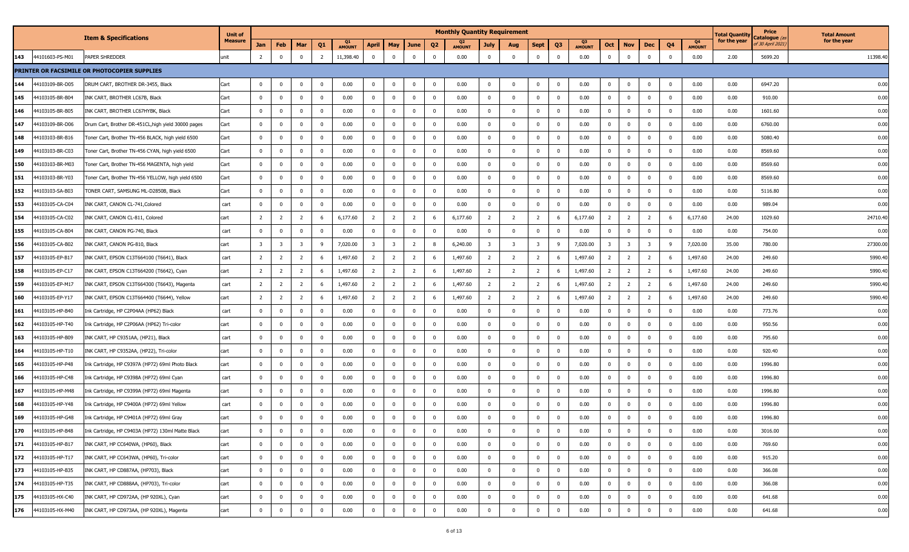| | | Item & Specifications | Unit of Measure | Monthly Quantity Requirement | | | | | | | | | | | | | | | | | | | | | | | | Total Quantity for the year | Price Catalogue (as of 30 April 2021) | Total Amount for the year |
|---|---|---|---|---|---|---|---|---|---|---|---|---|---|---|---|---|---|---|---|---|---|---|---|---|---|---|---|---|---|---|
| | | | | Jan | Feb | Mar | Q1 | Q1 AMOUNT | April | May | June | Q2 | Q2 AMOUNT | July | Aug | Sept | Q3 | Q3 AMOUNT | Oct | Nov | Dec | Q4 | Q4 AMOUNT | | | |
| 143 | 44101603-PS-M01 | PAPER SHREDDER | unit | 2 | 0 | 0 | 2 | 11,398.40 | 0 | 0 | 0 | 0 | 0.00 | 0 | 0 | 0 | 0 | 0.00 | 0 | 0 | 0 | 0 | 0.00 | 2.00 | 5699.20 | 11398.40 |
| | | **PRINTER OR FACSIMILE OR PHOTOCOPIER SUPPLIES** | | | | | | | | | | | | | | | | | | | | | | | | |
| 144 | 44103109-BR-D05 | DRUM CART, BROTHER DR-3455, Black | Cart | 0 | 0 | 0 | 0 | 0.00 | 0 | 0 | 0 | 0 | 0.00 | 0 | 0 | 0 | 0 | 0.00 | 0 | 0 | 0 | 0 | 0.00 | 0.00 | 6947.20 | 0.00 |
| 145 | 44103105-BR-B04 | INK CART, BROTHER LC67B, Black | Cart | 0 | 0 | 0 | 0 | 0.00 | 0 | 0 | 0 | 0 | 0.00 | 0 | 0 | 0 | 0 | 0.00 | 0 | 0 | 0 | 0 | 0.00 | 0.00 | 910.00 | 0.00 |
| 146 | 44103105-BR-B05 | INK CART, BROTHER LC67HYBK, Black | Cart | 0 | 0 | 0 | 0 | 0.00 | 0 | 0 | 0 | 0 | 0.00 | 0 | 0 | 0 | 0 | 0.00 | 0 | 0 | 0 | 0 | 0.00 | 0.00 | 1601.60 | 0.00 |
| 147 | 44103109-BR-D06 | Drum Cart, Brother DR-451CL,high yield 30000 pages | Cart | 0 | 0 | 0 | 0 | 0.00 | 0 | 0 | 0 | 0 | 0.00 | 0 | 0 | 0 | 0 | 0.00 | 0 | 0 | 0 | 0 | 0.00 | 0.00 | 6760.00 | 0.00 |
| 148 | 44103103-BR-B16 | Toner Cart, Brother TN-456 BLACK, high yield 6500 | Cart | 0 | 0 | 0 | 0 | 0.00 | 0 | 0 | 0 | 0 | 0.00 | 0 | 0 | 0 | 0 | 0.00 | 0 | 0 | 0 | 0 | 0.00 | 0.00 | 5080.40 | 0.00 |
| 149 | 44103103-BR-C03 | Toner Cart, Brother TN-456 CYAN, high yield 6500 | Cart | 0 | 0 | 0 | 0 | 0.00 | 0 | 0 | 0 | 0 | 0.00 | 0 | 0 | 0 | 0 | 0.00 | 0 | 0 | 0 | 0 | 0.00 | 0.00 | 8569.60 | 0.00 |
| 150 | 44103103-BR-M03 | Toner Cart, Brother TN-456 MAGENTA, high yield | Cart | 0 | 0 | 0 | 0 | 0.00 | 0 | 0 | 0 | 0 | 0.00 | 0 | 0 | 0 | 0 | 0.00 | 0 | 0 | 0 | 0 | 0.00 | 0.00 | 8569.60 | 0.00 |
| 151 | 44103103-BR-Y03 | Toner Cart, Brother TN-456 YELLOW, high yield 6500 | Cart | 0 | 0 | 0 | 0 | 0.00 | 0 | 0 | 0 | 0 | 0.00 | 0 | 0 | 0 | 0 | 0.00 | 0 | 0 | 0 | 0 | 0.00 | 0.00 | 8569.60 | 0.00 |
| 152 | 44103103-SA-B03 | TONER CART, SAMSUNG ML-D2850B, Black | Cart | 0 | 0 | 0 | 0 | 0.00 | 0 | 0 | 0 | 0 | 0.00 | 0 | 0 | 0 | 0 | 0.00 | 0 | 0 | 0 | 0 | 0.00 | 0.00 | 5116.80 | 0.00 |
| 153 | 44103105-CA-C04 | INK CART, CANON CL-741,Colored | cart | 0 | 0 | 0 | 0 | 0.00 | 0 | 0 | 0 | 0 | 0.00 | 0 | 0 | 0 | 0 | 0.00 | 0 | 0 | 0 | 0 | 0.00 | 0.00 | 989.04 | 0.00 |
| 154 | 44103105-CA-C02 | INK CART, CANON CL-811, Colored | cart | 2 | 2 | 2 | 6 | 6,177.60 | 2 | 2 | 2 | 6 | 6,177.60 | 2 | 2 | 2 | 6 | 6,177.60 | 2 | 2 | 2 | 6 | 6,177.60 | 24.00 | 1029.60 | 24710.40 |
| 155 | 44103105-CA-B04 | INK CART, CANON PG-740, Black | cart | 0 | 0 | 0 | 0 | 0.00 | 0 | 0 | 0 | 0 | 0.00 | 0 | 0 | 0 | 0 | 0.00 | 0 | 0 | 0 | 0 | 0.00 | 0.00 | 754.00 | 0.00 |
| 156 | 44103105-CA-B02 | INK CART, CANON PG-810, Black | cart | 3 | 3 | 3 | 9 | 7,020.00 | 3 | 3 | 2 | 8 | 6,240.00 | 3 | 3 | 3 | 9 | 7,020.00 | 3 | 3 | 3 | 9 | 7,020.00 | 35.00 | 780.00 | 27300.00 |
| 157 | 44103105-EP-B17 | INK CART, EPSON C13T664100 (T6641), Black | cart | 2 | 2 | 2 | 6 | 1,497.60 | 2 | 2 | 2 | 6 | 1,497.60 | 2 | 2 | 2 | 6 | 1,497.60 | 2 | 2 | 2 | 6 | 1,497.60 | 24.00 | 249.60 | 5990.40 |
| 158 | 44103105-EP-C17 | INK CART, EPSON C13T664200 (T6642), Cyan | cart | 2 | 2 | 2 | 6 | 1,497.60 | 2 | 2 | 2 | 6 | 1,497.60 | 2 | 2 | 2 | 6 | 1,497.60 | 2 | 2 | 2 | 6 | 1,497.60 | 24.00 | 249.60 | 5990.40 |
| 159 | 44103105-EP-M17 | INK CART, EPSON C13T664300 (T6643), Magenta | cart | 2 | 2 | 2 | 6 | 1,497.60 | 2 | 2 | 2 | 6 | 1,497.60 | 2 | 2 | 2 | 6 | 1,497.60 | 2 | 2 | 2 | 6 | 1,497.60 | 24.00 | 249.60 | 5990.40 |
| 160 | 44103105-EP-Y17 | INK CART, EPSON C13T664400 (T6644), Yellow | cart | 2 | 2 | 2 | 6 | 1,497.60 | 2 | 2 | 2 | 6 | 1,497.60 | 2 | 2 | 2 | 6 | 1,497.60 | 2 | 2 | 2 | 6 | 1,497.60 | 24.00 | 249.60 | 5990.40 |
| 161 | 44103105-HP-B40 | Ink Cartridge, HP C2P04AA (HP62) Black | cart | 0 | 0 | 0 | 0 | 0.00 | 0 | 0 | 0 | 0 | 0.00 | 0 | 0 | 0 | 0 | 0.00 | 0 | 0 | 0 | 0 | 0.00 | 0.00 | 773.76 | 0.00 |
| 162 | 44103105-HP-T40 | Ink Cartridge, HP C2P06AA (HP62) Tri-color | cart | 0 | 0 | 0 | 0 | 0.00 | 0 | 0 | 0 | 0 | 0.00 | 0 | 0 | 0 | 0 | 0.00 | 0 | 0 | 0 | 0 | 0.00 | 0.00 | 950.56 | 0.00 |
| 163 | 44103105-HP-B09 | INK CART, HP C9351AA, (HP21), Black | cart | 0 | 0 | 0 | 0 | 0.00 | 0 | 0 | 0 | 0 | 0.00 | 0 | 0 | 0 | 0 | 0.00 | 0 | 0 | 0 | 0 | 0.00 | 0.00 | 795.60 | 0.00 |
| 164 | 44103105-HP-T10 | INK CART, HP C9352AA, (HP22), Tri-color | cart | 0 | 0 | 0 | 0 | 0.00 | 0 | 0 | 0 | 0 | 0.00 | 0 | 0 | 0 | 0 | 0.00 | 0 | 0 | 0 | 0 | 0.00 | 0.00 | 920.40 | 0.00 |
| 165 | 44103105-HP-P48 | Ink Cartridge, HP C9397A (HP72) 69ml Photo Black | cart | 0 | 0 | 0 | 0 | 0.00 | 0 | 0 | 0 | 0 | 0.00 | 0 | 0 | 0 | 0 | 0.00 | 0 | 0 | 0 | 0 | 0.00 | 0.00 | 1996.80 | 0.00 |
| 166 | 44103105-HP-C48 | Ink Cartridge, HP C9398A (HP72) 69ml Cyan | cart | 0 | 0 | 0 | 0 | 0.00 | 0 | 0 | 0 | 0 | 0.00 | 0 | 0 | 0 | 0 | 0.00 | 0 | 0 | 0 | 0 | 0.00 | 0.00 | 1996.80 | 0.00 |
| 167 | 44103105-HP-M48 | Ink Cartridge, HP C9399A (HP72) 69ml Magenta | cart | 0 | 0 | 0 | 0 | 0.00 | 0 | 0 | 0 | 0 | 0.00 | 0 | 0 | 0 | 0 | 0.00 | 0 | 0 | 0 | 0 | 0.00 | 0.00 | 1996.80 | 0.00 |
| 168 | 44103105-HP-Y48 | Ink Cartridge, HP C9400A (HP72) 69ml Yellow | cart | 0 | 0 | 0 | 0 | 0.00 | 0 | 0 | 0 | 0 | 0.00 | 0 | 0 | 0 | 0 | 0.00 | 0 | 0 | 0 | 0 | 0.00 | 0.00 | 1996.80 | 0.00 |
| 169 | 44103105-HP-G48 | Ink Cartridge, HP C9401A (HP72) 69ml Gray | cart | 0 | 0 | 0 | 0 | 0.00 | 0 | 0 | 0 | 0 | 0.00 | 0 | 0 | 0 | 0 | 0.00 | 0 | 0 | 0 | 0 | 0.00 | 0.00 | 1996.80 | 0.00 |
| 170 | 44103105-HP-B48 | Ink Cartridge, HP C9403A (HP72) 130ml Matte Black | cart | 0 | 0 | 0 | 0 | 0.00 | 0 | 0 | 0 | 0 | 0.00 | 0 | 0 | 0 | 0 | 0.00 | 0 | 0 | 0 | 0 | 0.00 | 0.00 | 3016.00 | 0.00 |
| 171 | 44103105-HP-B17 | INK CART, HP CC640WA, (HP60), Black | cart | 0 | 0 | 0 | 0 | 0.00 | 0 | 0 | 0 | 0 | 0.00 | 0 | 0 | 0 | 0 | 0.00 | 0 | 0 | 0 | 0 | 0.00 | 0.00 | 769.60 | 0.00 |
| 172 | 44103105-HP-T17 | INK CART, HP CC643WA, (HP60), Tri-color | cart | 0 | 0 | 0 | 0 | 0.00 | 0 | 0 | 0 | 0 | 0.00 | 0 | 0 | 0 | 0 | 0.00 | 0 | 0 | 0 | 0 | 0.00 | 0.00 | 915.20 | 0.00 |
| 173 | 44103105-HP-B35 | INK CART, HP CD887AA, (HP703), Black | cart | 0 | 0 | 0 | 0 | 0.00 | 0 | 0 | 0 | 0 | 0.00 | 0 | 0 | 0 | 0 | 0.00 | 0 | 0 | 0 | 0 | 0.00 | 0.00 | 366.08 | 0.00 |
| 174 | 44103105-HP-T35 | INK CART, HP CD888AA, (HP703), Tri-color | cart | 0 | 0 | 0 | 0 | 0.00 | 0 | 0 | 0 | 0 | 0.00 | 0 | 0 | 0 | 0 | 0.00 | 0 | 0 | 0 | 0 | 0.00 | 0.00 | 366.08 | 0.00 |
| 175 | 44103105-HX-C40 | INK CART, HP CD972AA, (HP 920XL), Cyan | cart | 0 | 0 | 0 | 0 | 0.00 | 0 | 0 | 0 | 0 | 0.00 | 0 | 0 | 0 | 0 | 0.00 | 0 | 0 | 0 | 0 | 0.00 | 0.00 | 641.68 | 0.00 |
| 176 | 44103105-HX-M40 | INK CART, HP CD973AA, (HP 920XL), Magenta | cart | 0 | 0 | 0 | 0 | 0.00 | 0 | 0 | 0 | 0 | 0.00 | 0 | 0 | 0 | 0 | 0.00 | 0 | 0 | 0 | 0 | 0.00 | 0.00 | 641.68 | 0.00 |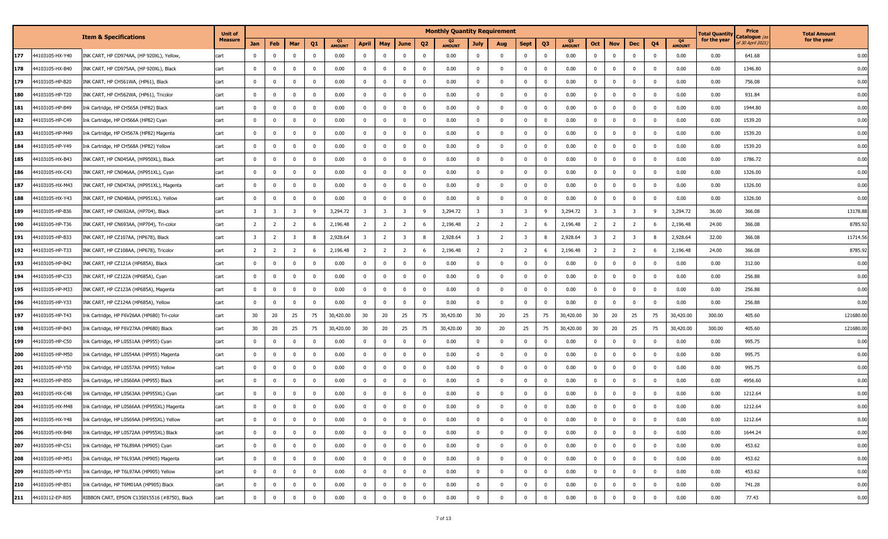| | | Item & Specifications | Unit of Measure | Monthly Quantity Requirement | | | | | | | | | | | | | | | | | | | | Total Quantity for the year | Price Catalogue (as of 30 April 2021) | Total Amount for the year |
|---|---|---|---|---|---|---|---|---|---|---|---|---|---|---|---|---|---|---|---|---|---|---|---|---|---|---|
| | | | | Jan | Feb | Mar | Q1 | Q1 AMOUNT | April | May | June | Q2 | Q2 AMOUNT | July | Aug | Sept | Q3 | Q3 AMOUNT | Oct | Nov | Dec | Q4 | Q4 AMOUNT | | | |
| 177 | 44103105-HX-Y40 | INK CART, HP CD974AA, (HP 920XL), Yellow, | cart | 0 | 0 | 0 | 0 | 0.00 | 0 | 0 | 0 | 0 | 0.00 | 0 | 0 | 0 | 0 | 0.00 | 0 | 0 | 0 | 0 | 0.00 | 0.00 | 641.68 | 0.00 |
| 178 | 44103105-HX-B40 | INK CART, HP CD975AA, (HP 920XL), Black | cart | 0 | 0 | 0 | 0 | 0.00 | 0 | 0 | 0 | 0 | 0.00 | 0 | 0 | 0 | 0 | 0.00 | 0 | 0 | 0 | 0 | 0.00 | 0.00 | 1346.80 | 0.00 |
| 179 | 44103105-HP-B20 | INK CART, HP CH561WA, (HP61), Black | cart | 0 | 0 | 0 | 0 | 0.00 | 0 | 0 | 0 | 0 | 0.00 | 0 | 0 | 0 | 0 | 0.00 | 0 | 0 | 0 | 0 | 0.00 | 0.00 | 756.08 | 0.00 |
| 180 | 44103105-HP-T20 | INK CART, HP CH562WA, (HP61), Tricolor | cart | 0 | 0 | 0 | 0 | 0.00 | 0 | 0 | 0 | 0 | 0.00 | 0 | 0 | 0 | 0 | 0.00 | 0 | 0 | 0 | 0 | 0.00 | 0.00 | 931.84 | 0.00 |
| 181 | 44103105-HP-B49 | Ink Cartridge, HP CH565A (HP82) Black | cart | 0 | 0 | 0 | 0 | 0.00 | 0 | 0 | 0 | 0 | 0.00 | 0 | 0 | 0 | 0 | 0.00 | 0 | 0 | 0 | 0 | 0.00 | 0.00 | 1944.80 | 0.00 |
| 182 | 44103105-HP-C49 | Ink Cartridge, HP CH566A (HP82) Cyan | cart | 0 | 0 | 0 | 0 | 0.00 | 0 | 0 | 0 | 0 | 0.00 | 0 | 0 | 0 | 0 | 0.00 | 0 | 0 | 0 | 0 | 0.00 | 0.00 | 1539.20 | 0.00 |
| 183 | 44103105-HP-M49 | Ink Cartridge, HP CH567A (HP82) Magenta | cart | 0 | 0 | 0 | 0 | 0.00 | 0 | 0 | 0 | 0 | 0.00 | 0 | 0 | 0 | 0 | 0.00 | 0 | 0 | 0 | 0 | 0.00 | 0.00 | 1539.20 | 0.00 |
| 184 | 44103105-HP-Y49 | Ink Cartridge, HP CH568A (HP82) Yellow | cart | 0 | 0 | 0 | 0 | 0.00 | 0 | 0 | 0 | 0 | 0.00 | 0 | 0 | 0 | 0 | 0.00 | 0 | 0 | 0 | 0 | 0.00 | 0.00 | 1539.20 | 0.00 |
| 185 | 44103105-HX-B43 | INK CART, HP CN045AA, (HP950XL), Black | cart | 0 | 0 | 0 | 0 | 0.00 | 0 | 0 | 0 | 0 | 0.00 | 0 | 0 | 0 | 0 | 0.00 | 0 | 0 | 0 | 0 | 0.00 | 0.00 | 1786.72 | 0.00 |
| 186 | 44103105-HX-C43 | INK CART, HP CN046AA, (HP951XL), Cyan | cart | 0 | 0 | 0 | 0 | 0.00 | 0 | 0 | 0 | 0 | 0.00 | 0 | 0 | 0 | 0 | 0.00 | 0 | 0 | 0 | 0 | 0.00 | 0.00 | 1326.00 | 0.00 |
| 187 | 44103105-HX-M43 | INK CART, HP CN047AA, (HP951XL), Magenta | cart | 0 | 0 | 0 | 0 | 0.00 | 0 | 0 | 0 | 0 | 0.00 | 0 | 0 | 0 | 0 | 0.00 | 0 | 0 | 0 | 0 | 0.00 | 0.00 | 1326.00 | 0.00 |
| 188 | 44103105-HX-Y43 | INK CART, HP CN048AA, (HP951XL). Yellow | cart | 0 | 0 | 0 | 0 | 0.00 | 0 | 0 | 0 | 0 | 0.00 | 0 | 0 | 0 | 0 | 0.00 | 0 | 0 | 0 | 0 | 0.00 | 0.00 | 1326.00 | 0.00 |
| 189 | 44103105-HP-B36 | INK CART, HP CN692AA, (HP704), Black | cart | 3 | 3 | 3 | 9 | 3,294.72 | 3 | 3 | 3 | 9 | 3,294.72 | 3 | 3 | 3 | 9 | 3,294.72 | 3 | 3 | 3 | 9 | 3,294.72 | 36.00 | 366.08 | 13178.88 |
| 190 | 44103105-HP-T36 | INK CART, HP CN693AA, (HP704), Tri-color | cart | 2 | 2 | 2 | 6 | 2,196.48 | 2 | 2 | 2 | 6 | 2,196.48 | 2 | 2 | 2 | 6 | 2,196.48 | 2 | 2 | 2 | 6 | 2,196.48 | 24.00 | 366.08 | 8785.92 |
| 191 | 44103105-HP-B33 | INK CART, HP CZ107AA, (HP678), Black | cart | 3 | 2 | 3 | 8 | 2,928.64 | 3 | 2 | 3 | 8 | 2,928.64 | 3 | 2 | 3 | 8 | 2,928.64 | 3 | 2 | 3 | 8 | 2,928.64 | 32.00 | 366.08 | 11714.56 |
| 192 | 44103105-HP-T33 | INK CART, HP CZ108AA, (HP678), Tricolor | cart | 2 | 2 | 2 | 6 | 2,196.48 | 2 | 2 | 2 | 6 | 2,196.48 | 2 | 2 | 2 | 6 | 2,196.48 | 2 | 2 | 2 | 6 | 2,196.48 | 24.00 | 366.08 | 8785.92 |
| 193 | 44103105-HP-B42 | INK CART, HP CZ121A (HP685A), Black | cart | 0 | 0 | 0 | 0 | 0.00 | 0 | 0 | 0 | 0 | 0.00 | 0 | 0 | 0 | 0 | 0.00 | 0 | 0 | 0 | 0 | 0.00 | 0.00 | 312.00 | 0.00 |
| 194 | 44103105-HP-C33 | INK CART, HP CZ122A (HP685A), Cyan | cart | 0 | 0 | 0 | 0 | 0.00 | 0 | 0 | 0 | 0 | 0.00 | 0 | 0 | 0 | 0 | 0.00 | 0 | 0 | 0 | 0 | 0.00 | 0.00 | 256.88 | 0.00 |
| 195 | 44103105-HP-M33 | INK CART, HP CZ123A (HP685A), Magenta | cart | 0 | 0 | 0 | 0 | 0.00 | 0 | 0 | 0 | 0 | 0.00 | 0 | 0 | 0 | 0 | 0.00 | 0 | 0 | 0 | 0 | 0.00 | 0.00 | 256.88 | 0.00 |
| 196 | 44103105-HP-Y33 | INK CART, HP CZ124A (HP685A), Yellow | cart | 0 | 0 | 0 | 0 | 0.00 | 0 | 0 | 0 | 0 | 0.00 | 0 | 0 | 0 | 0 | 0.00 | 0 | 0 | 0 | 0 | 0.00 | 0.00 | 256.88 | 0.00 |
| 197 | 44103105-HP-T43 | Ink Cartridge, HP F6V26AA (HP680) Tri-color | cart | 30 | 20 | 25 | 75 | 30,420.00 | 30 | 20 | 25 | 75 | 30,420.00 | 30 | 20 | 25 | 75 | 30,420.00 | 30 | 20 | 25 | 75 | 30,420.00 | 300.00 | 405.60 | 121680.00 |
| 198 | 44103105-HP-B43 | Ink Cartridge, HP F6V27AA (HP680) Black | cart | 30 | 20 | 25 | 75 | 30,420.00 | 30 | 20 | 25 | 75 | 30,420.00 | 30 | 20 | 25 | 75 | 30,420.00 | 30 | 20 | 25 | 75 | 30,420.00 | 300.00 | 405.60 | 121680.00 |
| 199 | 44103105-HP-C50 | Ink Cartridge, HP L0S51AA (HP955) Cyan | cart | 0 | 0 | 0 | 0 | 0.00 | 0 | 0 | 0 | 0 | 0.00 | 0 | 0 | 0 | 0 | 0.00 | 0 | 0 | 0 | 0 | 0.00 | 0.00 | 995.75 | 0.00 |
| 200 | 44103105-HP-M50 | Ink Cartridge, HP L0S54AA (HP955) Magenta | cart | 0 | 0 | 0 | 0 | 0.00 | 0 | 0 | 0 | 0 | 0.00 | 0 | 0 | 0 | 0 | 0.00 | 0 | 0 | 0 | 0 | 0.00 | 0.00 | 995.75 | 0.00 |
| 201 | 44103105-HP-Y50 | Ink Cartridge, HP L0S57AA (HP955) Yellow | cart | 0 | 0 | 0 | 0 | 0.00 | 0 | 0 | 0 | 0 | 0.00 | 0 | 0 | 0 | 0 | 0.00 | 0 | 0 | 0 | 0 | 0.00 | 0.00 | 995.75 | 0.00 |
| 202 | 44103105-HP-B50 | Ink Cartridge, HP L0S60AA (HP955) Black | cart | 0 | 0 | 0 | 0 | 0.00 | 0 | 0 | 0 | 0 | 0.00 | 0 | 0 | 0 | 0 | 0.00 | 0 | 0 | 0 | 0 | 0.00 | 0.00 | 4956.60 | 0.00 |
| 203 | 44103105-HX-C48 | Ink Cartridge, HP L0S63AA (HP955XL) Cyan | cart | 0 | 0 | 0 | 0 | 0.00 | 0 | 0 | 0 | 0 | 0.00 | 0 | 0 | 0 | 0 | 0.00 | 0 | 0 | 0 | 0 | 0.00 | 0.00 | 1212.64 | 0.00 |
| 204 | 44103105-HX-M48 | Ink Cartridge, HP L0S66AA (HP955XL) Magenta | cart | 0 | 0 | 0 | 0 | 0.00 | 0 | 0 | 0 | 0 | 0.00 | 0 | 0 | 0 | 0 | 0.00 | 0 | 0 | 0 | 0 | 0.00 | 0.00 | 1212.64 | 0.00 |
| 205 | 44103105-HX-Y48 | Ink Cartridge, HP L0S69AA (HP955XL) Yellow | cart | 0 | 0 | 0 | 0 | 0.00 | 0 | 0 | 0 | 0 | 0.00 | 0 | 0 | 0 | 0 | 0.00 | 0 | 0 | 0 | 0 | 0.00 | 0.00 | 1212.64 | 0.00 |
| 206 | 44103105-HX-B48 | Ink Cartridge, HP L0S72AA (HP955XL) Black | cart | 0 | 0 | 0 | 0 | 0.00 | 0 | 0 | 0 | 0 | 0.00 | 0 | 0 | 0 | 0 | 0.00 | 0 | 0 | 0 | 0 | 0.00 | 0.00 | 1644.24 | 0.00 |
| 207 | 44103105-HP-C51 | Ink Cartridge, HP T6L89AA (HP905) Cyan | cart | 0 | 0 | 0 | 0 | 0.00 | 0 | 0 | 0 | 0 | 0.00 | 0 | 0 | 0 | 0 | 0.00 | 0 | 0 | 0 | 0 | 0.00 | 0.00 | 453.62 | 0.00 |
| 208 | 44103105-HP-M51 | Ink Cartridge, HP T6L93AA (HP905) Magenta | cart | 0 | 0 | 0 | 0 | 0.00 | 0 | 0 | 0 | 0 | 0.00 | 0 | 0 | 0 | 0 | 0.00 | 0 | 0 | 0 | 0 | 0.00 | 0.00 | 453.62 | 0.00 |
| 209 | 44103105-HP-Y51 | Ink Cartridge, HP T6L97AA (HP905) Yellow | cart | 0 | 0 | 0 | 0 | 0.00 | 0 | 0 | 0 | 0 | 0.00 | 0 | 0 | 0 | 0 | 0.00 | 0 | 0 | 0 | 0 | 0.00 | 0.00 | 453.62 | 0.00 |
| 210 | 44103105-HP-B51 | Ink Cartridge, HP T6M01AA (HP905) Black | cart | 0 | 0 | 0 | 0 | 0.00 | 0 | 0 | 0 | 0 | 0.00 | 0 | 0 | 0 | 0 | 0.00 | 0 | 0 | 0 | 0 | 0.00 | 0.00 | 741.28 | 0.00 |
| 211 | 44103112-EP-R05 | RIBBON CART, EPSON C13S015516 (#8750), Black | cart | 0 | 0 | 0 | 0 | 0.00 | 0 | 0 | 0 | 0 | 0.00 | 0 | 0 | 0 | 0 | 0.00 | 0 | 0 | 0 | 0 | 0.00 | 0.00 | 77.43 | 0.00 |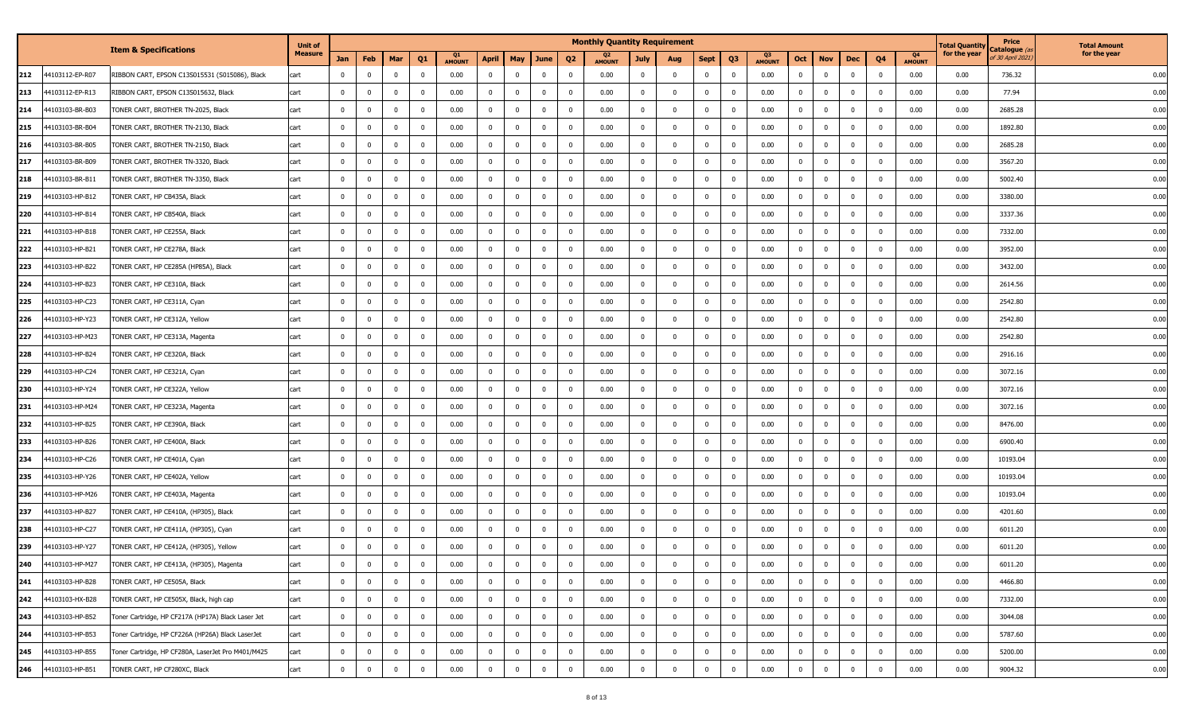| | | Item & Specifications | Unit of Measure | Monthly Quantity Requirement | | | | | | | | | | | | | | | | | | | | Total Quantity for the year | Price Catalogue (as of 30 April 2021) | Total Amount for the year |
|---|---|---|---|---|---|---|---|---|---|---|---|---|---|---|---|---|---|---|---|---|---|---|---|---|---|---|
| | | | | Jan | Feb | Mar | Q1 | Q1 AMOUNT | April | May | June | Q2 | Q2 AMOUNT | July | Aug | Sept | Q3 | Q3 AMOUNT | Oct | Nov | Dec | Q4 | Q4 AMOUNT | | | |
| 212 | 44103112-EP-R07 | RIBBON CART, EPSON C13S015531 (S015086), Black | cart | 0 | 0 | 0 | 0 | 0.00 | 0 | 0 | 0 | 0 | 0.00 | 0 | 0 | 0 | 0 | 0.00 | 0 | 0 | 0 | 0 | 0.00 | 0.00 | 736.32 | 0.00 |
| 213 | 44103112-EP-R13 | RIBBON CART, EPSON C13S015632, Black | cart | 0 | 0 | 0 | 0 | 0.00 | 0 | 0 | 0 | 0 | 0.00 | 0 | 0 | 0 | 0 | 0.00 | 0 | 0 | 0 | 0 | 0.00 | 0.00 | 77.94 | 0.00 |
| 214 | 44103103-BR-B03 | TONER CART, BROTHER TN-2025, Black | cart | 0 | 0 | 0 | 0 | 0.00 | 0 | 0 | 0 | 0 | 0.00 | 0 | 0 | 0 | 0 | 0.00 | 0 | 0 | 0 | 0 | 0.00 | 0.00 | 2685.28 | 0.00 |
| 215 | 44103103-BR-B04 | TONER CART, BROTHER TN-2130, Black | cart | 0 | 0 | 0 | 0 | 0.00 | 0 | 0 | 0 | 0 | 0.00 | 0 | 0 | 0 | 0 | 0.00 | 0 | 0 | 0 | 0 | 0.00 | 0.00 | 1892.80 | 0.00 |
| 216 | 44103103-BR-B05 | TONER CART, BROTHER TN-2150, Black | cart | 0 | 0 | 0 | 0 | 0.00 | 0 | 0 | 0 | 0 | 0.00 | 0 | 0 | 0 | 0 | 0.00 | 0 | 0 | 0 | 0 | 0.00 | 0.00 | 2685.28 | 0.00 |
| 217 | 44103103-BR-B09 | TONER CART, BROTHER TN-3320, Black | cart | 0 | 0 | 0 | 0 | 0.00 | 0 | 0 | 0 | 0 | 0.00 | 0 | 0 | 0 | 0 | 0.00 | 0 | 0 | 0 | 0 | 0.00 | 0.00 | 3567.20 | 0.00 |
| 218 | 44103103-BR-B11 | TONER CART, BROTHER TN-3350, Black | cart | 0 | 0 | 0 | 0 | 0.00 | 0 | 0 | 0 | 0 | 0.00 | 0 | 0 | 0 | 0 | 0.00 | 0 | 0 | 0 | 0 | 0.00 | 0.00 | 5002.40 | 0.00 |
| 219 | 44103103-HP-B12 | TONER CART, HP CB435A, Black | cart | 0 | 0 | 0 | 0 | 0.00 | 0 | 0 | 0 | 0 | 0.00 | 0 | 0 | 0 | 0 | 0.00 | 0 | 0 | 0 | 0 | 0.00 | 0.00 | 3380.00 | 0.00 |
| 220 | 44103103-HP-B14 | TONER CART, HP CB540A, Black | cart | 0 | 0 | 0 | 0 | 0.00 | 0 | 0 | 0 | 0 | 0.00 | 0 | 0 | 0 | 0 | 0.00 | 0 | 0 | 0 | 0 | 0.00 | 0.00 | 3337.36 | 0.00 |
| 221 | 44103103-HP-B18 | TONER CART, HP CE255A, Black | cart | 0 | 0 | 0 | 0 | 0.00 | 0 | 0 | 0 | 0 | 0.00 | 0 | 0 | 0 | 0 | 0.00 | 0 | 0 | 0 | 0 | 0.00 | 0.00 | 7332.00 | 0.00 |
| 222 | 44103103-HP-B21 | TONER CART, HP CE278A, Black | cart | 0 | 0 | 0 | 0 | 0.00 | 0 | 0 | 0 | 0 | 0.00 | 0 | 0 | 0 | 0 | 0.00 | 0 | 0 | 0 | 0 | 0.00 | 0.00 | 3952.00 | 0.00 |
| 223 | 44103103-HP-B22 | TONER CART, HP CE285A (HP85A), Black | cart | 0 | 0 | 0 | 0 | 0.00 | 0 | 0 | 0 | 0 | 0.00 | 0 | 0 | 0 | 0 | 0.00 | 0 | 0 | 0 | 0 | 0.00 | 0.00 | 3432.00 | 0.00 |
| 224 | 44103103-HP-B23 | TONER CART, HP CE310A, Black | cart | 0 | 0 | 0 | 0 | 0.00 | 0 | 0 | 0 | 0 | 0.00 | 0 | 0 | 0 | 0 | 0.00 | 0 | 0 | 0 | 0 | 0.00 | 0.00 | 2614.56 | 0.00 |
| 225 | 44103103-HP-C23 | TONER CART, HP CE311A, Cyan | cart | 0 | 0 | 0 | 0 | 0.00 | 0 | 0 | 0 | 0 | 0.00 | 0 | 0 | 0 | 0 | 0.00 | 0 | 0 | 0 | 0 | 0.00 | 0.00 | 2542.80 | 0.00 |
| 226 | 44103103-HP-Y23 | TONER CART, HP CE312A, Yellow | cart | 0 | 0 | 0 | 0 | 0.00 | 0 | 0 | 0 | 0 | 0.00 | 0 | 0 | 0 | 0 | 0.00 | 0 | 0 | 0 | 0 | 0.00 | 0.00 | 2542.80 | 0.00 |
| 227 | 44103103-HP-M23 | TONER CART, HP CE313A, Magenta | cart | 0 | 0 | 0 | 0 | 0.00 | 0 | 0 | 0 | 0 | 0.00 | 0 | 0 | 0 | 0 | 0.00 | 0 | 0 | 0 | 0 | 0.00 | 0.00 | 2542.80 | 0.00 |
| 228 | 44103103-HP-B24 | TONER CART, HP CE320A, Black | cart | 0 | 0 | 0 | 0 | 0.00 | 0 | 0 | 0 | 0 | 0.00 | 0 | 0 | 0 | 0 | 0.00 | 0 | 0 | 0 | 0 | 0.00 | 0.00 | 2916.16 | 0.00 |
| 229 | 44103103-HP-C24 | TONER CART, HP CE321A, Cyan | cart | 0 | 0 | 0 | 0 | 0.00 | 0 | 0 | 0 | 0 | 0.00 | 0 | 0 | 0 | 0 | 0.00 | 0 | 0 | 0 | 0 | 0.00 | 0.00 | 3072.16 | 0.00 |
| 230 | 44103103-HP-Y24 | TONER CART, HP CE322A, Yellow | cart | 0 | 0 | 0 | 0 | 0.00 | 0 | 0 | 0 | 0 | 0.00 | 0 | 0 | 0 | 0 | 0.00 | 0 | 0 | 0 | 0 | 0.00 | 0.00 | 3072.16 | 0.00 |
| 231 | 44103103-HP-M24 | TONER CART, HP CE323A, Magenta | cart | 0 | 0 | 0 | 0 | 0.00 | 0 | 0 | 0 | 0 | 0.00 | 0 | 0 | 0 | 0 | 0.00 | 0 | 0 | 0 | 0 | 0.00 | 0.00 | 3072.16 | 0.00 |
| 232 | 44103103-HP-B25 | TONER CART, HP CE390A, Black | cart | 0 | 0 | 0 | 0 | 0.00 | 0 | 0 | 0 | 0 | 0.00 | 0 | 0 | 0 | 0 | 0.00 | 0 | 0 | 0 | 0 | 0.00 | 0.00 | 8476.00 | 0.00 |
| 233 | 44103103-HP-B26 | TONER CART, HP CE400A, Black | cart | 0 | 0 | 0 | 0 | 0.00 | 0 | 0 | 0 | 0 | 0.00 | 0 | 0 | 0 | 0 | 0.00 | 0 | 0 | 0 | 0 | 0.00 | 0.00 | 6900.40 | 0.00 |
| 234 | 44103103-HP-C26 | TONER CART, HP CE401A, Cyan | cart | 0 | 0 | 0 | 0 | 0.00 | 0 | 0 | 0 | 0 | 0.00 | 0 | 0 | 0 | 0 | 0.00 | 0 | 0 | 0 | 0 | 0.00 | 0.00 | 10193.04 | 0.00 |
| 235 | 44103103-HP-Y26 | TONER CART, HP CE402A, Yellow | cart | 0 | 0 | 0 | 0 | 0.00 | 0 | 0 | 0 | 0 | 0.00 | 0 | 0 | 0 | 0 | 0.00 | 0 | 0 | 0 | 0 | 0.00 | 0.00 | 10193.04 | 0.00 |
| 236 | 44103103-HP-M26 | TONER CART, HP CE403A, Magenta | cart | 0 | 0 | 0 | 0 | 0.00 | 0 | 0 | 0 | 0 | 0.00 | 0 | 0 | 0 | 0 | 0.00 | 0 | 0 | 0 | 0 | 0.00 | 0.00 | 10193.04 | 0.00 |
| 237 | 44103103-HP-B27 | TONER CART, HP CE410A, (HP305), Black | cart | 0 | 0 | 0 | 0 | 0.00 | 0 | 0 | 0 | 0 | 0.00 | 0 | 0 | 0 | 0 | 0.00 | 0 | 0 | 0 | 0 | 0.00 | 0.00 | 4201.60 | 0.00 |
| 238 | 44103103-HP-C27 | TONER CART, HP CE411A, (HP305), Cyan | cart | 0 | 0 | 0 | 0 | 0.00 | 0 | 0 | 0 | 0 | 0.00 | 0 | 0 | 0 | 0 | 0.00 | 0 | 0 | 0 | 0 | 0.00 | 0.00 | 6011.20 | 0.00 |
| 239 | 44103103-HP-Y27 | TONER CART, HP CE412A, (HP305), Yellow | cart | 0 | 0 | 0 | 0 | 0.00 | 0 | 0 | 0 | 0 | 0.00 | 0 | 0 | 0 | 0 | 0.00 | 0 | 0 | 0 | 0 | 0.00 | 0.00 | 6011.20 | 0.00 |
| 240 | 44103103-HP-M27 | TONER CART, HP CE413A, (HP305), Magenta | cart | 0 | 0 | 0 | 0 | 0.00 | 0 | 0 | 0 | 0 | 0.00 | 0 | 0 | 0 | 0 | 0.00 | 0 | 0 | 0 | 0 | 0.00 | 0.00 | 6011.20 | 0.00 |
| 241 | 44103103-HP-B28 | TONER CART, HP CE505A, Black | cart | 0 | 0 | 0 | 0 | 0.00 | 0 | 0 | 0 | 0 | 0.00 | 0 | 0 | 0 | 0 | 0.00 | 0 | 0 | 0 | 0 | 0.00 | 0.00 | 4466.80 | 0.00 |
| 242 | 44103103-HX-B28 | TONER CART, HP CE505X, Black, high cap | cart | 0 | 0 | 0 | 0 | 0.00 | 0 | 0 | 0 | 0 | 0.00 | 0 | 0 | 0 | 0 | 0.00 | 0 | 0 | 0 | 0 | 0.00 | 0.00 | 7332.00 | 0.00 |
| 243 | 44103103-HP-B52 | Toner Cartridge, HP CF217A (HP17A) Black Laser Jet | cart | 0 | 0 | 0 | 0 | 0.00 | 0 | 0 | 0 | 0 | 0.00 | 0 | 0 | 0 | 0 | 0.00 | 0 | 0 | 0 | 0 | 0.00 | 0.00 | 3044.08 | 0.00 |
| 244 | 44103103-HP-B53 | Toner Cartridge, HP CF226A (HP26A) Black LaserJet | cart | 0 | 0 | 0 | 0 | 0.00 | 0 | 0 | 0 | 0 | 0.00 | 0 | 0 | 0 | 0 | 0.00 | 0 | 0 | 0 | 0 | 0.00 | 0.00 | 5787.60 | 0.00 |
| 245 | 44103103-HP-B55 | Toner Cartridge, HP CF280A, LaserJet Pro M401/M425 | cart | 0 | 0 | 0 | 0 | 0.00 | 0 | 0 | 0 | 0 | 0.00 | 0 | 0 | 0 | 0 | 0.00 | 0 | 0 | 0 | 0 | 0.00 | 0.00 | 5200.00 | 0.00 |
| 246 | 44103103-HP-B51 | TONER CART, HP CF280XC, Black | cart | 0 | 0 | 0 | 0 | 0.00 | 0 | 0 | 0 | 0 | 0.00 | 0 | 0 | 0 | 0 | 0.00 | 0 | 0 | 0 | 0 | 0.00 | 0.00 | 9004.32 | 0.00 |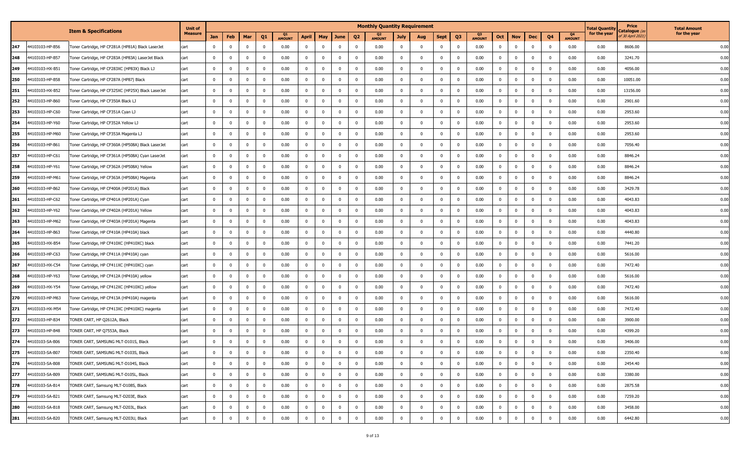| | | Item & Specifications | Unit of Measure | Monthly Quantity Requirement | | | | | | | | | | | | | | | | | | | | Total Quantity for the year | Price Catalogue (as of 30 April 2021) | Total Amount for the year |
|---|---|---|---|---|---|---|---|---|---|---|---|---|---|---|---|---|---|---|---|---|---|---|---|---|---|---|
| | | | | Jan | Feb | Mar | Q1 | Q1 AMOUNT | April | May | June | Q2 | Q2 AMOUNT | July | Aug | Sept | Q3 | Q3 AMOUNT | Oct | Nov | Dec | Q4 | Q4 AMOUNT | | | |
| 247 | 44103103-HP-B56 | Toner Cartridge, HP CF281A (HP81A) Black LaserJet | cart | 0 | 0 | 0 | 0 | 0.00 | 0 | 0 | 0 | 0 | 0.00 | 0 | 0 | 0 | 0 | 0.00 | 0 | 0 | 0 | 0 | 0.00 | 0.00 | 8606.00 | 0.00 |
| 248 | 44103103-HP-B57 | Toner Cartridge, HP CF283A (HP83A) LaserJet Black | cart | 0 | 0 | 0 | 0 | 0.00 | 0 | 0 | 0 | 0 | 0.00 | 0 | 0 | 0 | 0 | 0.00 | 0 | 0 | 0 | 0 | 0.00 | 0.00 | 3241.70 | 0.00 |
| 249 | 44103103-HX-B51 | Toner Cartridge, HP CF283XC (HP83X) Black LJ | cart | 0 | 0 | 0 | 0 | 0.00 | 0 | 0 | 0 | 0 | 0.00 | 0 | 0 | 0 | 0 | 0.00 | 0 | 0 | 0 | 0 | 0.00 | 0.00 | 4056.00 | 0.00 |
| 250 | 44103103-HP-B58 | Toner Cartridge, HP CF287A (HP87) Black | cart | 0 | 0 | 0 | 0 | 0.00 | 0 | 0 | 0 | 0 | 0.00 | 0 | 0 | 0 | 0 | 0.00 | 0 | 0 | 0 | 0 | 0.00 | 0.00 | 10051.00 | 0.00 |
| 251 | 44103103-HX-B52 | Toner Cartridge, HP CF325XC (HP25X) Black LaserJet | cart | 0 | 0 | 0 | 0 | 0.00 | 0 | 0 | 0 | 0 | 0.00 | 0 | 0 | 0 | 0 | 0.00 | 0 | 0 | 0 | 0 | 0.00 | 0.00 | 13156.00 | 0.00 |
| 252 | 44103103-HP-B60 | Toner Cartridge, HP CF350A Black LJ | cart | 0 | 0 | 0 | 0 | 0.00 | 0 | 0 | 0 | 0 | 0.00 | 0 | 0 | 0 | 0 | 0.00 | 0 | 0 | 0 | 0 | 0.00 | 0.00 | 2901.60 | 0.00 |
| 253 | 44103103-HP-C60 | Toner Cartridge, HP CF351A Cyan LJ | cart | 0 | 0 | 0 | 0 | 0.00 | 0 | 0 | 0 | 0 | 0.00 | 0 | 0 | 0 | 0 | 0.00 | 0 | 0 | 0 | 0 | 0.00 | 0.00 | 2953.60 | 0.00 |
| 254 | 44103103-HP-Y60 | Toner Cartridge, HP CF352A Yellow LJ | cart | 0 | 0 | 0 | 0 | 0.00 | 0 | 0 | 0 | 0 | 0.00 | 0 | 0 | 0 | 0 | 0.00 | 0 | 0 | 0 | 0 | 0.00 | 0.00 | 2953.60 | 0.00 |
| 255 | 44103103-HP-M60 | Toner Cartridge, HP CF353A Magenta LJ | cart | 0 | 0 | 0 | 0 | 0.00 | 0 | 0 | 0 | 0 | 0.00 | 0 | 0 | 0 | 0 | 0.00 | 0 | 0 | 0 | 0 | 0.00 | 0.00 | 2953.60 | 0.00 |
| 256 | 44103103-HP-B61 | Toner Cartridge, HP CF360A (HP508A) Black LaserJet | cart | 0 | 0 | 0 | 0 | 0.00 | 0 | 0 | 0 | 0 | 0.00 | 0 | 0 | 0 | 0 | 0.00 | 0 | 0 | 0 | 0 | 0.00 | 0.00 | 7056.40 | 0.00 |
| 257 | 44103103-HP-C61 | Toner Cartridge, HP CF361A (HP508A) Cyan LaserJet | cart | 0 | 0 | 0 | 0 | 0.00 | 0 | 0 | 0 | 0 | 0.00 | 0 | 0 | 0 | 0 | 0.00 | 0 | 0 | 0 | 0 | 0.00 | 0.00 | 8846.24 | 0.00 |
| 258 | 44103103-HP-Y61 | Toner Cartridge, HP CF362A (HP508A) Yellow | cart | 0 | 0 | 0 | 0 | 0.00 | 0 | 0 | 0 | 0 | 0.00 | 0 | 0 | 0 | 0 | 0.00 | 0 | 0 | 0 | 0 | 0.00 | 0.00 | 8846.24 | 0.00 |
| 259 | 44103103-HP-M61 | Toner Cartridge, HP CF363A (HP508A) Magenta | cart | 0 | 0 | 0 | 0 | 0.00 | 0 | 0 | 0 | 0 | 0.00 | 0 | 0 | 0 | 0 | 0.00 | 0 | 0 | 0 | 0 | 0.00 | 0.00 | 8846.24 | 0.00 |
| 260 | 44103103-HP-B62 | Toner Cartridge, HP CF400A (HP201A) Black | cart | 0 | 0 | 0 | 0 | 0.00 | 0 | 0 | 0 | 0 | 0.00 | 0 | 0 | 0 | 0 | 0.00 | 0 | 0 | 0 | 0 | 0.00 | 0.00 | 3429.78 | 0.00 |
| 261 | 44103103-HP-C62 | Toner Cartridge, HP CF401A (HP201A) Cyan | cart | 0 | 0 | 0 | 0 | 0.00 | 0 | 0 | 0 | 0 | 0.00 | 0 | 0 | 0 | 0 | 0.00 | 0 | 0 | 0 | 0 | 0.00 | 0.00 | 4043.83 | 0.00 |
| 262 | 44103103-HP-Y62 | Toner Cartridge, HP CF402A (HP201A) Yellow | cart | 0 | 0 | 0 | 0 | 0.00 | 0 | 0 | 0 | 0 | 0.00 | 0 | 0 | 0 | 0 | 0.00 | 0 | 0 | 0 | 0 | 0.00 | 0.00 | 4043.83 | 0.00 |
| 263 | 44103103-HP-M62 | Toner Cartridge, HP CF403A (HP201A) Magenta | cart | 0 | 0 | 0 | 0 | 0.00 | 0 | 0 | 0 | 0 | 0.00 | 0 | 0 | 0 | 0 | 0.00 | 0 | 0 | 0 | 0 | 0.00 | 0.00 | 4043.83 | 0.00 |
| 264 | 44103103-HP-B63 | Toner Cartridge, HP CF410A (HP410A) black | cart | 0 | 0 | 0 | 0 | 0.00 | 0 | 0 | 0 | 0 | 0.00 | 0 | 0 | 0 | 0 | 0.00 | 0 | 0 | 0 | 0 | 0.00 | 0.00 | 4440.80 | 0.00 |
| 265 | 44103103-HX-B54 | Toner Cartridge, HP CF410XC (HP410XC) black | cart | 0 | 0 | 0 | 0 | 0.00 | 0 | 0 | 0 | 0 | 0.00 | 0 | 0 | 0 | 0 | 0.00 | 0 | 0 | 0 | 0 | 0.00 | 0.00 | 7441.20 | 0.00 |
| 266 | 44103103-HP-C63 | Toner Cartridge, HP CF411A (HP410A) cyan | cart | 0 | 0 | 0 | 0 | 0.00 | 0 | 0 | 0 | 0 | 0.00 | 0 | 0 | 0 | 0 | 0.00 | 0 | 0 | 0 | 0 | 0.00 | 0.00 | 5616.00 | 0.00 |
| 267 | 44103103-HX-C54 | Toner Cartridge, HP CF411XC (HP410XC) cyan | cart | 0 | 0 | 0 | 0 | 0.00 | 0 | 0 | 0 | 0 | 0.00 | 0 | 0 | 0 | 0 | 0.00 | 0 | 0 | 0 | 0 | 0.00 | 0.00 | 7472.40 | 0.00 |
| 268 | 44103103-HP-Y63 | Toner Cartridge, HP CF412A (HP410A) yellow | cart | 0 | 0 | 0 | 0 | 0.00 | 0 | 0 | 0 | 0 | 0.00 | 0 | 0 | 0 | 0 | 0.00 | 0 | 0 | 0 | 0 | 0.00 | 0.00 | 5616.00 | 0.00 |
| 269 | 44103103-HX-Y54 | Toner Cartridge, HP CF412XC (HP410XC) yellow | cart | 0 | 0 | 0 | 0 | 0.00 | 0 | 0 | 0 | 0 | 0.00 | 0 | 0 | 0 | 0 | 0.00 | 0 | 0 | 0 | 0 | 0.00 | 0.00 | 7472.40 | 0.00 |
| 270 | 44103103-HP-M63 | Toner Cartridge, HP CF413A (HP410A) magenta | cart | 0 | 0 | 0 | 0 | 0.00 | 0 | 0 | 0 | 0 | 0.00 | 0 | 0 | 0 | 0 | 0.00 | 0 | 0 | 0 | 0 | 0.00 | 0.00 | 5616.00 | 0.00 |
| 271 | 44103103-HX-M54 | Toner Cartridge, HP CF413XC (HP410XC) magenta | cart | 0 | 0 | 0 | 0 | 0.00 | 0 | 0 | 0 | 0 | 0.00 | 0 | 0 | 0 | 0 | 0.00 | 0 | 0 | 0 | 0 | 0.00 | 0.00 | 7472.40 | 0.00 |
| 272 | 44103103-HP-B34 | TONER CART, HP Q2612A, Black | cart | 0 | 0 | 0 | 0 | 0.00 | 0 | 0 | 0 | 0 | 0.00 | 0 | 0 | 0 | 0 | 0.00 | 0 | 0 | 0 | 0 | 0.00 | 0.00 | 3900.00 | 0.00 |
| 273 | 44103103-HP-B48 | TONER CART, HP Q7553A, Black | cart | 0 | 0 | 0 | 0 | 0.00 | 0 | 0 | 0 | 0 | 0.00 | 0 | 0 | 0 | 0 | 0.00 | 0 | 0 | 0 | 0 | 0.00 | 0.00 | 4399.20 | 0.00 |
| 274 | 44103103-SA-B06 | TONER CART, SAMSUNG MLT-D101S, Black | cart | 0 | 0 | 0 | 0 | 0.00 | 0 | 0 | 0 | 0 | 0.00 | 0 | 0 | 0 | 0 | 0.00 | 0 | 0 | 0 | 0 | 0.00 | 0.00 | 3406.00 | 0.00 |
| 275 | 44103103-SA-B07 | TONER CART, SAMSUNG MLT-D103S, Black | cart | 0 | 0 | 0 | 0 | 0.00 | 0 | 0 | 0 | 0 | 0.00 | 0 | 0 | 0 | 0 | 0.00 | 0 | 0 | 0 | 0 | 0.00 | 0.00 | 2350.40 | 0.00 |
| 276 | 44103103-SA-B08 | TONER CART, SAMSUNG MLT-D104S, Black | cart | 0 | 0 | 0 | 0 | 0.00 | 0 | 0 | 0 | 0 | 0.00 | 0 | 0 | 0 | 0 | 0.00 | 0 | 0 | 0 | 0 | 0.00 | 0.00 | 2454.40 | 0.00 |
| 277 | 44103103-SA-B09 | TONER CART, SAMSUNG MLT-D105L, Black | cart | 0 | 0 | 0 | 0 | 0.00 | 0 | 0 | 0 | 0 | 0.00 | 0 | 0 | 0 | 0 | 0.00 | 0 | 0 | 0 | 0 | 0.00 | 0.00 | 3380.00 | 0.00 |
| 278 | 44103103-SA-B14 | TONER CART, Samsung MLT-D108S, Black | cart | 0 | 0 | 0 | 0 | 0.00 | 0 | 0 | 0 | 0 | 0.00 | 0 | 0 | 0 | 0 | 0.00 | 0 | 0 | 0 | 0 | 0.00 | 0.00 | 2875.58 | 0.00 |
| 279 | 44103103-SA-B21 | TONER CART, Samsung MLT-D203E, Black | cart | 0 | 0 | 0 | 0 | 0.00 | 0 | 0 | 0 | 0 | 0.00 | 0 | 0 | 0 | 0 | 0.00 | 0 | 0 | 0 | 0 | 0.00 | 0.00 | 7259.20 | 0.00 |
| 280 | 44103103-SA-B18 | TONER CART, Samsung MLT-D203L, Black | cart | 0 | 0 | 0 | 0 | 0.00 | 0 | 0 | 0 | 0 | 0.00 | 0 | 0 | 0 | 0 | 0.00 | 0 | 0 | 0 | 0 | 0.00 | 0.00 | 3458.00 | 0.00 |
| 281 | 44103103-SA-B20 | TONER CART, Samsung MLT-D203U, Black | cart | 0 | 0 | 0 | 0 | 0.00 | 0 | 0 | 0 | 0 | 0.00 | 0 | 0 | 0 | 0 | 0.00 | 0 | 0 | 0 | 0 | 0.00 | 0.00 | 6442.80 | 0.00 |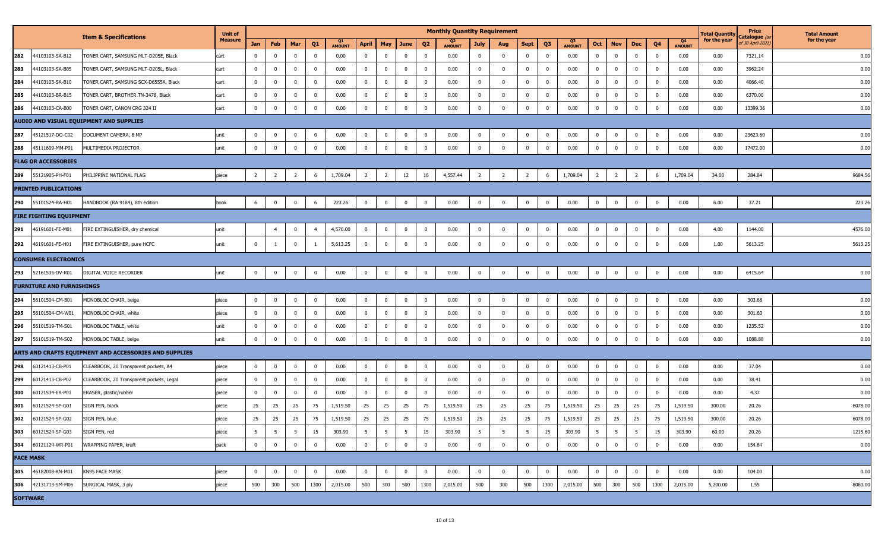| | | Item & Specifications | Unit of Measure | Monthly Quantity Requirement | | | | | | | | | | | | | | | | | | | | Total Quantity for the year | Price Catalogue (as of 30 April 2021) | Total Amount for the year |
|---|---|---|---|---|---|---|---|---|---|---|---|---|---|---|---|---|---|---|---|---|---|---|---|---|---|---|
| | | | | Jan | Feb | Mar | Q1 | Q1 AMOUNT | April | May | June | Q2 | Q2 AMOUNT | July | Aug | Sept | Q3 | Q3 AMOUNT | Oct | Nov | Dec | Q4 | Q4 AMOUNT | | | |
| 282 | 44103103-SA-B12 | TONER CART, SAMSUNG MLT-D205E, Black | cart | 0 | 0 | 0 | 0 | 0.00 | 0 | 0 | 0 | 0 | 0.00 | 0 | 0 | 0 | 0 | 0.00 | 0 | 0 | 0 | 0 | 0.00 | 0.00 | 7321.14 | 0.00 |
| 283 | 44103103-SA-B05 | TONER CART, SAMSUNG MLT-D205L, Black | cart | 0 | 0 | 0 | 0 | 0.00 | 0 | 0 | 0 | 0 | 0.00 | 0 | 0 | 0 | 0 | 0.00 | 0 | 0 | 0 | 0 | 0.00 | 0.00 | 3962.24 | 0.00 |
| 284 | 44103103-SA-B10 | TONER CART, SAMSUNG SCX-D6555A, Black | cart | 0 | 0 | 0 | 0 | 0.00 | 0 | 0 | 0 | 0 | 0.00 | 0 | 0 | 0 | 0 | 0.00 | 0 | 0 | 0 | 0 | 0.00 | 0.00 | 4066.40 | 0.00 |
| 285 | 44103103-BR-B15 | TONER CART, BROTHER TN-3478, Black | cart | 0 | 0 | 0 | 0 | 0.00 | 0 | 0 | 0 | 0 | 0.00 | 0 | 0 | 0 | 0 | 0.00 | 0 | 0 | 0 | 0 | 0.00 | 0.00 | 6370.00 | 0.00 |
| 286 | 44103103-CA-B00 | TONER CART, CANON CRG 324 II | cart | 0 | 0 | 0 | 0 | 0.00 | 0 | 0 | 0 | 0 | 0.00 | 0 | 0 | 0 | 0 | 0.00 | 0 | 0 | 0 | 0 | 0.00 | 0.00 | 13399.36 | 0.00 |
| **AUDIO AND VISUAL EQUIPMENT AND SUPPLIES** | | | | | | | | | | | | | | | | | | | | | | | | | | |
| 287 | 45121517-DO-C02 | DOCUMENT CAMERA, 8 MP | unit | 0 | 0 | 0 | 0 | 0.00 | 0 | 0 | 0 | 0 | 0.00 | 0 | 0 | 0 | 0 | 0.00 | 0 | 0 | 0 | 0 | 0.00 | 0.00 | 23623.60 | 0.00 |
| 288 | 45111609-MM-P01 | MULTIMEDIA PROJECTOR | unit | 0 | 0 | 0 | 0 | 0.00 | 0 | 0 | 0 | 0 | 0.00 | 0 | 0 | 0 | 0 | 0.00 | 0 | 0 | 0 | 0 | 0.00 | 0.00 | 17472.00 | 0.00 |
| **FLAG OR ACCESSORIES** | | | | | | | | | | | | | | | | | | | | | | | | | | |
| 289 | 55121905-PH-F01 | PHILIPPINE NATIONAL FLAG | piece | 2 | 2 | 2 | 6 | 1,709.04 | 2 | 2 | 12 | 16 | 4,557.44 | 2 | 2 | 2 | 6 | 1,709.04 | 2 | 2 | 2 | 6 | 1,709.04 | 34.00 | 284.84 | 9684.56 |
| **PRINTED PUBLICATIONS** | | | | | | | | | | | | | | | | | | | | | | | | | | |
| 290 | 55101524-RA-H01 | HANDBOOK (RA 9184), 8th edition | book | 6 | 0 | 0 | 6 | 223.26 | 0 | 0 | 0 | 0 | 0.00 | 0 | 0 | 0 | 0 | 0.00 | 0 | 0 | 0 | 0 | 0.00 | 6.00 | 37.21 | 223.26 |
| **FIRE FIGHTING EQUIPMENT** | | | | | | | | | | | | | | | | | | | | | | | | | | |
| 291 | 46191601-FE-M01 | FIRE EXTINGUISHER, dry chemical | unit | | 4 | 0 | 4 | 4,576.00 | 0 | 0 | 0 | 0 | 0.00 | 0 | 0 | 0 | 0 | 0.00 | 0 | 0 | 0 | 0 | 0.00 | 4.00 | 1144.00 | 4576.00 |
| 292 | 46191601-FE-H01 | FIRE EXTINGUISHER, pure HCFC | unit | 0 | 1 | 0 | 1 | 5,613.25 | 0 | 0 | 0 | 0 | 0.00 | 0 | 0 | 0 | 0 | 0.00 | 0 | 0 | 0 | 0 | 0.00 | 1.00 | 5613.25 | 5613.25 |
| **CONSUMER ELECTRONICS** | | | | | | | | | | | | | | | | | | | | | | | | | | |
| 293 | 52161535-DV-R01 | DIGITAL VOICE RECORDER | unit | 0 | 0 | 0 | 0 | 0.00 | 0 | 0 | 0 | 0 | 0.00 | 0 | 0 | 0 | 0 | 0.00 | 0 | 0 | 0 | 0 | 0.00 | 0.00 | 6415.64 | 0.00 |
| **FURNITURE AND FURNISHINGS** | | | | | | | | | | | | | | | | | | | | | | | | | | |
| 294 | 56101504-CM-B01 | MONOBLOC CHAIR, beige | piece | 0 | 0 | 0 | 0 | 0.00 | 0 | 0 | 0 | 0 | 0.00 | 0 | 0 | 0 | 0 | 0.00 | 0 | 0 | 0 | 0 | 0.00 | 0.00 | 303.68 | 0.00 |
| 295 | 56101504-CM-W01 | MONOBLOC CHAIR, white | piece | 0 | 0 | 0 | 0 | 0.00 | 0 | 0 | 0 | 0 | 0.00 | 0 | 0 | 0 | 0 | 0.00 | 0 | 0 | 0 | 0 | 0.00 | 0.00 | 301.60 | 0.00 |
| 296 | 56101519-TM-S01 | MONOBLOC TABLE, white | unit | 0 | 0 | 0 | 0 | 0.00 | 0 | 0 | 0 | 0 | 0.00 | 0 | 0 | 0 | 0 | 0.00 | 0 | 0 | 0 | 0 | 0.00 | 0.00 | 1235.52 | 0.00 |
| 297 | 56101519-TM-S02 | MONOBLOC TABLE, beige | unit | 0 | 0 | 0 | 0 | 0.00 | 0 | 0 | 0 | 0 | 0.00 | 0 | 0 | 0 | 0 | 0.00 | 0 | 0 | 0 | 0 | 0.00 | 0.00 | 1088.88 | 0.00 |
| **ARTS AND CRAFTS EQUIPMENT AND ACCESSORIES AND SUPPLIES** | | | | | | | | | | | | | | | | | | | | | | | | | | |
| 298 | 60121413-CB-P01 | CLEARBOOK, 20 Transparent pockets, A4 | piece | 0 | 0 | 0 | 0 | 0.00 | 0 | 0 | 0 | 0 | 0.00 | 0 | 0 | 0 | 0 | 0.00 | 0 | 0 | 0 | 0 | 0.00 | 0.00 | 37.04 | 0.00 |
| 299 | 60121413-CB-P02 | CLEARBOOK, 20 Transparent pockets, Legal | piece | 0 | 0 | 0 | 0 | 0.00 | 0 | 0 | 0 | 0 | 0.00 | 0 | 0 | 0 | 0 | 0.00 | 0 | 0 | 0 | 0 | 0.00 | 0.00 | 38.41 | 0.00 |
| 300 | 60121534-ER-P01 | ERASER, plastic/rubber | piece | 0 | 0 | 0 | 0 | 0.00 | 0 | 0 | 0 | 0 | 0.00 | 0 | 0 | 0 | 0 | 0.00 | 0 | 0 | 0 | 0 | 0.00 | 0.00 | 4.37 | 0.00 |
| 301 | 60121524-SP-G01 | SIGN PEN, black | piece | 25 | 25 | 25 | 75 | 1,519.50 | 25 | 25 | 25 | 75 | 1,519.50 | 25 | 25 | 25 | 75 | 1,519.50 | 25 | 25 | 25 | 75 | 1,519.50 | 300.00 | 20.26 | 6078.00 |
| 302 | 60121524-SP-G02 | SIGN PEN, blue | piece | 25 | 25 | 25 | 75 | 1,519.50 | 25 | 25 | 25 | 75 | 1,519.50 | 25 | 25 | 25 | 75 | 1,519.50 | 25 | 25 | 25 | 75 | 1,519.50 | 300.00 | 20.26 | 6078.00 |
| 303 | 60121524-SP-G03 | SIGN PEN, red | piece | 5 | 5 | 5 | 15 | 303.90 | 5 | 5 | 5 | 15 | 303.90 | 5 | 5 | 5 | 15 | 303.90 | 5 | 5 | 5 | 15 | 303.90 | 60.00 | 20.26 | 1215.60 |
| 304 | 60121124-WR-P01 | WRAPPING PAPER, kraft | pack | 0 | 0 | 0 | 0 | 0.00 | 0 | 0 | 0 | 0 | 0.00 | 0 | 0 | 0 | 0 | 0.00 | 0 | 0 | 0 | 0 | 0.00 | 0.00 | 154.84 | 0.00 |
| **FACE MASK** | | | | | | | | | | | | | | | | | | | | | | | | | | |
| 305 | 46182008-KN-M01 | KN95 FACE MASK | piece | 0 | 0 | 0 | 0 | 0.00 | 0 | 0 | 0 | 0 | 0.00 | 0 | 0 | 0 | 0 | 0.00 | 0 | 0 | 0 | 0 | 0.00 | 0.00 | 104.00 | 0.00 |
| 306 | 42131713-SM-M06 | SURGICAL MASK, 3 ply | piece | 500 | 300 | 500 | 1300 | 2,015.00 | 500 | 300 | 500 | 1300 | 2,015.00 | 500 | 300 | 500 | 1300 | 2,015.00 | 500 | 300 | 500 | 1300 | 2,015.00 | 5,200.00 | 1.55 | 8060.00 |
| **SOFTWARE** | | | | | | | | | | | | | | | | | | | | | | | | | | |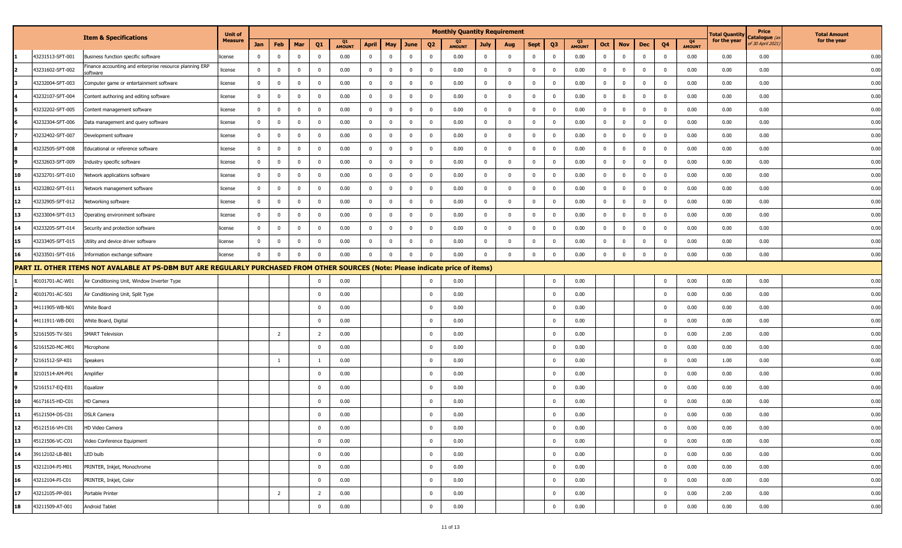| | | Item & Specifications | Unit of Measure | Monthly Quantity Requirement | | | | | | | | | | | | | | | | | | | | | | | | Total Quantity for the year | Price Catalogue (as of 30 April 2021) | Total Amount for the year |
|---|---|---|---|---|---|---|---|---|---|---|---|---|---|---|---|---|---|---|---|---|---|---|---|---|---|---|---|---|---|---|
| | | | | Jan | Feb | Mar | Q1 | Q1 AMOUNT | April | May | June | Q2 | Q2 AMOUNT | July | Aug | Sept | Q3 | Q3 AMOUNT | Oct | Nov | Dec | Q4 | Q4 AMOUNT | | | |
| 1 | 43231513-SFT-001 | Business function specific software | license | 0 | 0 | 0 | 0 | 0.00 | 0 | 0 | 0 | 0 | 0.00 | 0 | 0 | 0 | 0 | 0.00 | 0 | 0 | 0 | 0 | 0.00 | 0.00 | 0.00 | 0.00 |
| 2 | 43231602-SFT-002 | Finance accounting and enterprise resource planning ERP software | license | 0 | 0 | 0 | 0 | 0.00 | 0 | 0 | 0 | 0 | 0.00 | 0 | 0 | 0 | 0 | 0.00 | 0 | 0 | 0 | 0 | 0.00 | 0.00 | 0.00 | 0.00 |
| 3 | 43232004-SFT-003 | Computer game or entertainment software | license | 0 | 0 | 0 | 0 | 0.00 | 0 | 0 | 0 | 0 | 0.00 | 0 | 0 | 0 | 0 | 0.00 | 0 | 0 | 0 | 0 | 0.00 | 0.00 | 0.00 | 0.00 |
| 4 | 43232107-SFT-004 | Content authoring and editing software | license | 0 | 0 | 0 | 0 | 0.00 | 0 | 0 | 0 | 0 | 0.00 | 0 | 0 | 0 | 0 | 0.00 | 0 | 0 | 0 | 0 | 0.00 | 0.00 | 0.00 | 0.00 |
| 5 | 43232202-SFT-005 | Content management software | license | 0 | 0 | 0 | 0 | 0.00 | 0 | 0 | 0 | 0 | 0.00 | 0 | 0 | 0 | 0 | 0.00 | 0 | 0 | 0 | 0 | 0.00 | 0.00 | 0.00 | 0.00 |
| 6 | 43232304-SFT-006 | Data management and query software | license | 0 | 0 | 0 | 0 | 0.00 | 0 | 0 | 0 | 0 | 0.00 | 0 | 0 | 0 | 0 | 0.00 | 0 | 0 | 0 | 0 | 0.00 | 0.00 | 0.00 | 0.00 |
| 7 | 43232402-SFT-007 | Development software | license | 0 | 0 | 0 | 0 | 0.00 | 0 | 0 | 0 | 0 | 0.00 | 0 | 0 | 0 | 0 | 0.00 | 0 | 0 | 0 | 0 | 0.00 | 0.00 | 0.00 | 0.00 |
| 8 | 43232505-SFT-008 | Educational or reference software | license | 0 | 0 | 0 | 0 | 0.00 | 0 | 0 | 0 | 0 | 0.00 | 0 | 0 | 0 | 0 | 0.00 | 0 | 0 | 0 | 0 | 0.00 | 0.00 | 0.00 | 0.00 |
| 9 | 43232603-SFT-009 | Industry specific software | license | 0 | 0 | 0 | 0 | 0.00 | 0 | 0 | 0 | 0 | 0.00 | 0 | 0 | 0 | 0 | 0.00 | 0 | 0 | 0 | 0 | 0.00 | 0.00 | 0.00 | 0.00 |
| 10 | 43232701-SFT-010 | Network applications software | license | 0 | 0 | 0 | 0 | 0.00 | 0 | 0 | 0 | 0 | 0.00 | 0 | 0 | 0 | 0 | 0.00 | 0 | 0 | 0 | 0 | 0.00 | 0.00 | 0.00 | 0.00 |
| 11 | 43232802-SFT-011 | Network management software | license | 0 | 0 | 0 | 0 | 0.00 | 0 | 0 | 0 | 0 | 0.00 | 0 | 0 | 0 | 0 | 0.00 | 0 | 0 | 0 | 0 | 0.00 | 0.00 | 0.00 | 0.00 |
| 12 | 43232905-SFT-012 | Networking software | license | 0 | 0 | 0 | 0 | 0.00 | 0 | 0 | 0 | 0 | 0.00 | 0 | 0 | 0 | 0 | 0.00 | 0 | 0 | 0 | 0 | 0.00 | 0.00 | 0.00 | 0.00 |
| 13 | 43233004-SFT-013 | Operating environment software | license | 0 | 0 | 0 | 0 | 0.00 | 0 | 0 | 0 | 0 | 0.00 | 0 | 0 | 0 | 0 | 0.00 | 0 | 0 | 0 | 0 | 0.00 | 0.00 | 0.00 | 0.00 |
| 14 | 43233205-SFT-014 | Security and protection software | license | 0 | 0 | 0 | 0 | 0.00 | 0 | 0 | 0 | 0 | 0.00 | 0 | 0 | 0 | 0 | 0.00 | 0 | 0 | 0 | 0 | 0.00 | 0.00 | 0.00 | 0.00 |
| 15 | 43233405-SFT-015 | Utility and device driver software | license | 0 | 0 | 0 | 0 | 0.00 | 0 | 0 | 0 | 0 | 0.00 | 0 | 0 | 0 | 0 | 0.00 | 0 | 0 | 0 | 0 | 0.00 | 0.00 | 0.00 | 0.00 |
| 16 | 43233501-SFT-016 | Information exchange software | license | 0 | 0 | 0 | 0 | 0.00 | 0 | 0 | 0 | 0 | 0.00 | 0 | 0 | 0 | 0 | 0.00 | 0 | 0 | 0 | 0 | 0.00 | 0.00 | 0.00 | 0.00 |
| **PART II. OTHER ITEMS NOT AVALABLE AT PS-DBM BUT ARE REGULARLY PURCHASED FROM OTHER SOURCES (Note: Please indicate price of items)** | | | | | | | | | | | | | | | | | | | | | | | | | | |
| 1 | 40101701-AC-W01 | Air Conditioning Unit, Window Inverter Type | | | | | 0 | 0.00 | | | | 0 | 0.00 | | | | 0 | 0.00 | | | | 0 | 0.00 | 0.00 | 0.00 | 0.00 |
| 2 | 40101701-AC-S01 | Air Conditioning Unit, Split Type | | | | | 0 | 0.00 | | | | 0 | 0.00 | | | | 0 | 0.00 | | | | 0 | 0.00 | 0.00 | 0.00 | 0.00 |
| 3 | 44111905-WB-N01 | White Board | | | | | 0 | 0.00 | | | | 0 | 0.00 | | | | 0 | 0.00 | | | | 0 | 0.00 | 0.00 | 0.00 | 0.00 |
| 4 | 44111911-WB-D01 | White Board, Digital | | | | | 0 | 0.00 | | | | 0 | 0.00 | | | | 0 | 0.00 | | | | 0 | 0.00 | 0.00 | 0.00 | 0.00 |
| 5 | 52161505-TV-S01 | SMART Television | | | 2 | | 2 | 0.00 | | | | 0 | 0.00 | | | | 0 | 0.00 | | | | 0 | 0.00 | 2.00 | 0.00 | 0.00 |
| 6 | 52161520-MC-M01 | Microphone | | | | | 0 | 0.00 | | | | 0 | 0.00 | | | | 0 | 0.00 | | | | 0 | 0.00 | 0.00 | 0.00 | 0.00 |
| 7 | 52161512-SP-K01 | Speakers | | | 1 | | 1 | 0.00 | | | | 0 | 0.00 | | | | 0 | 0.00 | | | | 0 | 0.00 | 1.00 | 0.00 | 0.00 |
| 8 | 32101514-AM-P01 | Amplifier | | | | | 0 | 0.00 | | | | 0 | 0.00 | | | | 0 | 0.00 | | | | 0 | 0.00 | 0.00 | 0.00 | 0.00 |
| 9 | 52161517-EQ-E01 | Equalizer | | | | | 0 | 0.00 | | | | 0 | 0.00 | | | | 0 | 0.00 | | | | 0 | 0.00 | 0.00 | 0.00 | 0.00 |
| 10 | 46171615-HD-C01 | HD Camera | | | | | 0 | 0.00 | | | | 0 | 0.00 | | | | 0 | 0.00 | | | | 0 | 0.00 | 0.00 | 0.00 | 0.00 |
| 11 | 45121504-DS-C01 | DSLR Camera | | | | | 0 | 0.00 | | | | 0 | 0.00 | | | | 0 | 0.00 | | | | 0 | 0.00 | 0.00 | 0.00 | 0.00 |
| 12 | 45121516-VH-C01 | HD Video Camera | | | | | 0 | 0.00 | | | | 0 | 0.00 | | | | 0 | 0.00 | | | | 0 | 0.00 | 0.00 | 0.00 | 0.00 |
| 13 | 45121506-VC-C01 | Video Conference Equipment | | | | | 0 | 0.00 | | | | 0 | 0.00 | | | | 0 | 0.00 | | | | 0 | 0.00 | 0.00 | 0.00 | 0.00 |
| 14 | 39112102-LB-B01 | LED bulb | | | | | 0 | 0.00 | | | | 0 | 0.00 | | | | 0 | 0.00 | | | | 0 | 0.00 | 0.00 | 0.00 | 0.00 |
| 15 | 43212104-PI-M01 | PRINTER, Inkjet, Monochrome | | | | | 0 | 0.00 | | | | 0 | 0.00 | | | | 0 | 0.00 | | | | 0 | 0.00 | 0.00 | 0.00 | 0.00 |
| 16 | 43212104-PI-C01 | PRINTER, Inkjet, Color | | | | | 0 | 0.00 | | | | 0 | 0.00 | | | | 0 | 0.00 | | | | 0 | 0.00 | 0.00 | 0.00 | 0.00 |
| 17 | 43212105-PP-001 | Portable Printer | | | 2 | | 2 | 0.00 | | | | 0 | 0.00 | | | | 0 | 0.00 | | | | 0 | 0.00 | 2.00 | 0.00 | 0.00 |
| 18 | 43211509-AT-001 | Android Tablet | | | | | 0 | 0.00 | | | | 0 | 0.00 | | | | 0 | 0.00 | | | | 0 | 0.00 | 0.00 | 0.00 | 0.00 |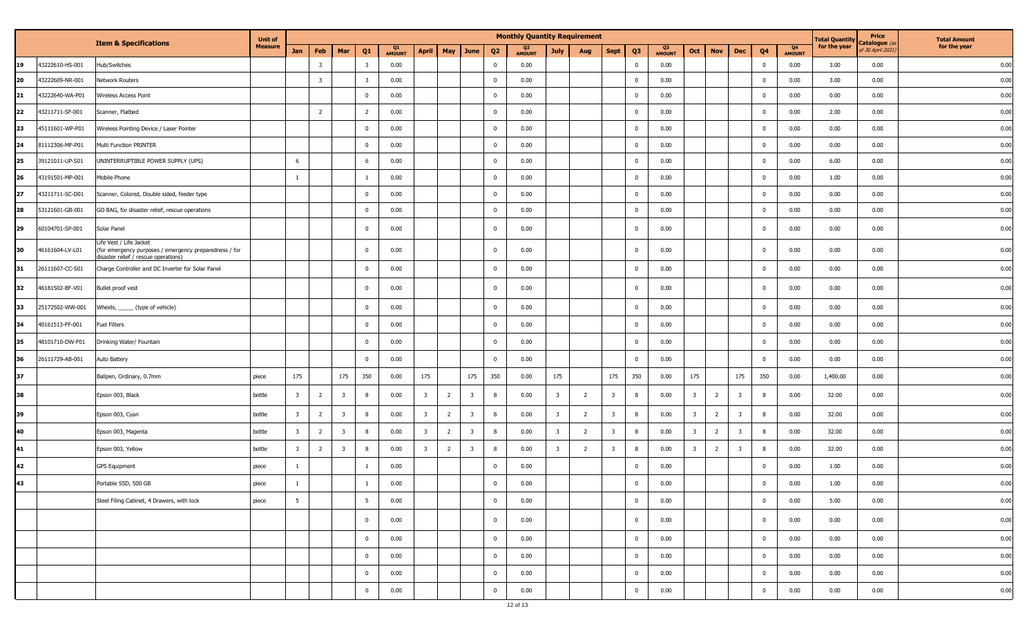| | Item & Specifications | | Unit of Measure | Monthly Quantity Requirement | | | | | | | | | | | | | | | | | | | | Total Quantity for the year | Price Catalogue (as of 30 April 2021) | Total Amount for the year |
|---|---|---|---|---|---|---|---|---|---|---|---|---|---|---|---|---|---|---|---|---|---|---|---|---|---|---|
| | | | | Jan | Feb | Mar | Q1 | Q1 AMOUNT | April | May | June | Q2 | Q2 AMOUNT | July | Aug | Sept | Q3 | Q3 AMOUNT | Oct | Nov | Dec | Q4 | Q4 AMOUNT | | | |
| 19 | 43222610-HS-001 | Hub/Switches | | | 3 | | 3 | 0.00 | | | | 0 | 0.00 | | | | 0 | 0.00 | | | | 0 | 0.00 | 3.00 | 0.00 | 0.00 |
| 20 | 43222609-NR-001 | Network Routers | | | 3 | | 3 | 0.00 | | | | 0 | 0.00 | | | | 0 | 0.00 | | | | 0 | 0.00 | 3.00 | 0.00 | 0.00 |
| 21 | 43222640-WA-P01 | Wireless Access Point | | | | | 0 | 0.00 | | | | 0 | 0.00 | | | | 0 | 0.00 | | | | 0 | 0.00 | 0.00 | 0.00 | 0.00 |
| 22 | 43211711-SF-001 | Scanner, Flatbed | | | 2 | | 2 | 0.00 | | | | 0 | 0.00 | | | | 0 | 0.00 | | | | 0 | 0.00 | 2.00 | 0.00 | 0.00 |
| 23 | 45111601-WP-P01 | Wireless Pointing Device / Laser Pointer | | | | | 0 | 0.00 | | | | 0 | 0.00 | | | | 0 | 0.00 | | | | 0 | 0.00 | 0.00 | 0.00 | 0.00 |
| 24 | 81112306-MF-P01 | Multi Function PRINTER | | | | | 0 | 0.00 | | | | 0 | 0.00 | | | | 0 | 0.00 | | | | 0 | 0.00 | 0.00 | 0.00 | 0.00 |
| 25 | 39121011-UP-S01 | UNINTERRUPTIBLE POWER SUPPLY (UPS) | | 6 | | | 6 | 0.00 | | | | 0 | 0.00 | | | | 0 | 0.00 | | | | 0 | 0.00 | 6.00 | 0.00 | 0.00 |
| 26 | 43191501-MP-001 | Mobile Phone | | 1 | | | 1 | 0.00 | | | | 0 | 0.00 | | | | 0 | 0.00 | | | | 0 | 0.00 | 1.00 | 0.00 | 0.00 |
| 27 | 43211711-SC-D01 | Scanner, Colored, Double sided, feeder type | | | | | 0 | 0.00 | | | | 0 | 0.00 | | | | 0 | 0.00 | | | | 0 | 0.00 | 0.00 | 0.00 | 0.00 |
| 28 | 53121601-GB-001 | GO BAG, for disaster relief, rescue operations | | | | | 0 | 0.00 | | | | 0 | 0.00 | | | | 0 | 0.00 | | | | 0 | 0.00 | 0.00 | 0.00 | 0.00 |
| 29 | 60104701-SP-001 | Solar Panel | | | | | 0 | 0.00 | | | | 0 | 0.00 | | | | 0 | 0.00 | | | | 0 | 0.00 | 0.00 | 0.00 | 0.00 |
| 30 | 46161604-LV-L01 | Life Vest / Life Jacket (for emergency purposes / emergency preparedness / for disaster relief / rescue operations) | | | | | 0 | 0.00 | | | | 0 | 0.00 | | | | 0 | 0.00 | | | | 0 | 0.00 | 0.00 | 0.00 | 0.00 |
| 31 | 26111607-CC-S01 | Charge Controller and DC Inverter for Solar Panel | | | | | 0 | 0.00 | | | | 0 | 0.00 | | | | 0 | 0.00 | | | | 0 | 0.00 | 0.00 | 0.00 | 0.00 |
| 32 | 46181502-BF-V01 | Bullet proof vest | | | | | 0 | 0.00 | | | | 0 | 0.00 | | | | 0 | 0.00 | | | | 0 | 0.00 | 0.00 | 0.00 | 0.00 |
| 33 | 25172502-WW-001 | Wheels, _____ (type of vehicle) | | | | | 0 | 0.00 | | | | 0 | 0.00 | | | | 0 | 0.00 | | | | 0 | 0.00 | 0.00 | 0.00 | 0.00 |
| 34 | 40161513-FF-001 | Fuel Filters | | | | | 0 | 0.00 | | | | 0 | 0.00 | | | | 0 | 0.00 | | | | 0 | 0.00 | 0.00 | 0.00 | 0.00 |
| 35 | 48101710-DW-F01 | Drinking Water/ Fountain | | | | | 0 | 0.00 | | | | 0 | 0.00 | | | | 0 | 0.00 | | | | 0 | 0.00 | 0.00 | 0.00 | 0.00 |
| 36 | 26111729-AB-001 | Auto Battery | | | | | 0 | 0.00 | | | | 0 | 0.00 | | | | 0 | 0.00 | | | | 0 | 0.00 | 0.00 | 0.00 | 0.00 |
| 37 | | Ballpen, Ordinary, 0.7mm | piece | 175 | | 175 | 350 | 0.00 | 175 | | 175 | 350 | 0.00 | 175 | | 175 | 350 | 0.00 | 175 | | 175 | 350 | 0.00 | 1,400.00 | 0.00 | 0.00 |
| 38 | | Epson 003, Black | bottle | 3 | 2 | 3 | 8 | 0.00 | 3 | 2 | 3 | 8 | 0.00 | 3 | 2 | 3 | 8 | 0.00 | 3 | 2 | 3 | 8 | 0.00 | 32.00 | 0.00 | 0.00 |
| 39 | | Epson 003, Cyan | bottle | 3 | 2 | 3 | 8 | 0.00 | 3 | 2 | 3 | 8 | 0.00 | 3 | 2 | 3 | 8 | 0.00 | 3 | 2 | 3 | 8 | 0.00 | 32.00 | 0.00 | 0.00 |
| 40 | | Epson 003, Magenta | bottle | 3 | 2 | 3 | 8 | 0.00 | 3 | 2 | 3 | 8 | 0.00 | 3 | 2 | 3 | 8 | 0.00 | 3 | 2 | 3 | 8 | 0.00 | 32.00 | 0.00 | 0.00 |
| 41 | | Epson 003, Yellow | bottle | 3 | 2 | 3 | 8 | 0.00 | 3 | 2 | 3 | 8 | 0.00 | 3 | 2 | 3 | 8 | 0.00 | 3 | 2 | 3 | 8 | 0.00 | 32.00 | 0.00 | 0.00 |
| 42 | | GPS Equipment | piece | 1 | | | 1 | 0.00 | | | | 0 | 0.00 | | | | 0 | 0.00 | | | | 0 | 0.00 | 1.00 | 0.00 | 0.00 |
| 43 | | Portable SSD, 500 GB | piece | 1 | | | 1 | 0.00 | | | | 0 | 0.00 | | | | 0 | 0.00 | | | | 0 | 0.00 | 1.00 | 0.00 | 0.00 |
| | | Steel Filing Cabinet, 4 Drawers, with lock | piece | 5 | | | 5 | 0.00 | | | | 0 | 0.00 | | | | 0 | 0.00 | | | | 0 | 0.00 | 5.00 | 0.00 | 0.00 |
| | | | | | | | 0 | 0.00 | | | | 0 | 0.00 | | | | 0 | 0.00 | | | | 0 | 0.00 | 0.00 | 0.00 | 0.00 |
| | | | | | | | 0 | 0.00 | | | | 0 | 0.00 | | | | 0 | 0.00 | | | | 0 | 0.00 | 0.00 | 0.00 | 0.00 |
| | | | | | | | 0 | 0.00 | | | | 0 | 0.00 | | | | 0 | 0.00 | | | | 0 | 0.00 | 0.00 | 0.00 | 0.00 |
| | | | | | | | 0 | 0.00 | | | | 0 | 0.00 | | | | 0 | 0.00 | | | | 0 | 0.00 | 0.00 | 0.00 | 0.00 |
| | | | | | | | 0 | 0.00 | | | | 0 | 0.00 | | | | 0 | 0.00 | | | | 0 | 0.00 | 0.00 | 0.00 | 0.00 |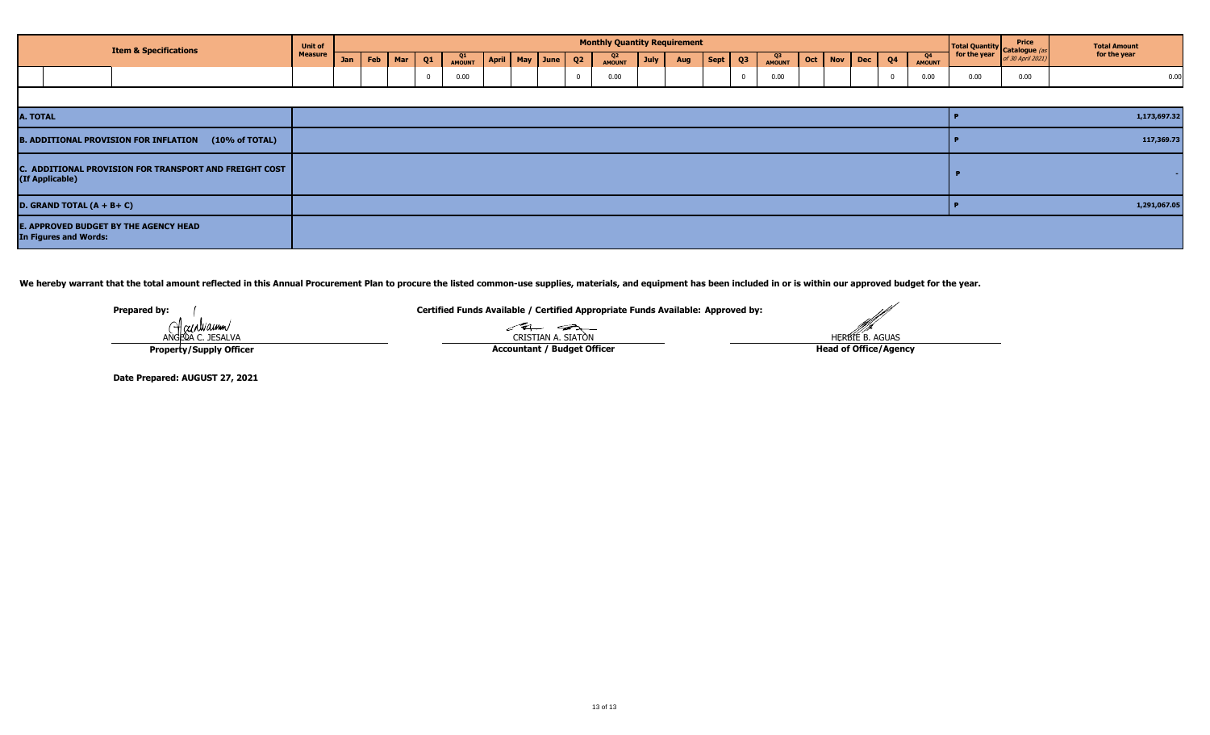| Item & Specifications | | | Unit of Measure | Monthly Quantity Requirement | | | | | | | | | | | | | | | | | | | | Total Quantity for the year | Price Catalogue (as of 30 April 2021) | Total Amount for the year |
|---|---|---|---|---|---|---|---|---|---|---|---|---|---|---|---|---|---|---|---|---|---|---|---|---|---|---|
| | | | | Jan | Feb | Mar | Q1 | Q1 AMOUNT | April | May | June | Q2 | Q2 AMOUNT | July | Aug | Sept | Q3 | Q3 AMOUNT | Oct | Nov | Dec | Q4 | Q4 AMOUNT | | | |
| | | | | | | | 0 | 0.00 | | | | 0 | 0.00 | | | | 0 | 0.00 | | | | 0 | 0.00 | 0.00 | 0.00 | 0.00 |

| | | |
|---|---|---|
| **A. TOTAL** | P | 1,173,697.32 |
| **B. ADDITIONAL PROVISION FOR INFLATION (10% of TOTAL)** | P | 117,369.73 |
| **C. ADDITIONAL PROVISION FOR TRANSPORT AND FREIGHT COST (If Applicable)** | P | - |
| **D. GRAND TOTAL (A + B+ C)** | P | 1,291,067.05 |
| **E. APPROVED BUDGET BY THE AGENCY HEAD In Figures and Words:** | | |

**We hereby warrant that the total amount reflected in this Annual Procurement Plan to procure the listed common-use supplies, materials, and equipment has been included in or is within our approved budget for the year.**

**Prepared by:** **Certified Funds Available / Certified Appropriate Funds Available: Approved by:**

| ANGELA C. JESALVA | CRISTIAN A. SIATON | HERBIE B. AGUAS |
|---|---|---|
| **Property/Supply Officer** | **Accountant / Budget Officer** | **Head of Office/Agency** |

**Date Prepared: AUGUST 27, 2021**